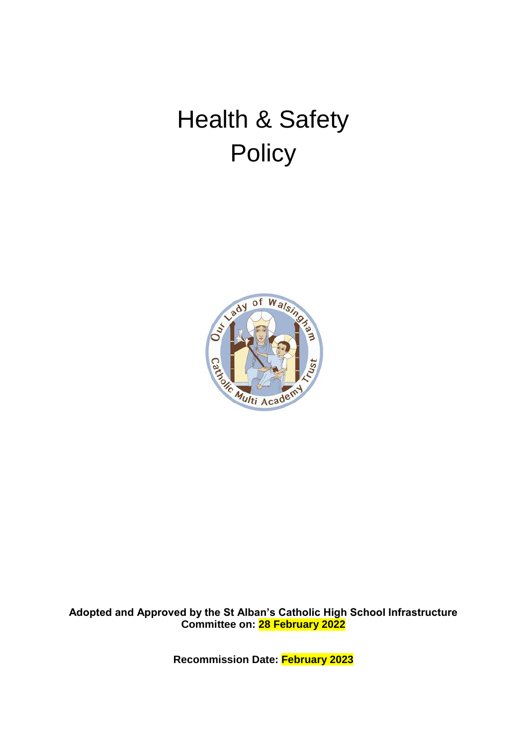# Health & Safety Policy

**Adopted and Approved by the St Alban's Catholic High School Infrastructure Committee on: 28 February 2022**

**Recommission Date: February 2023**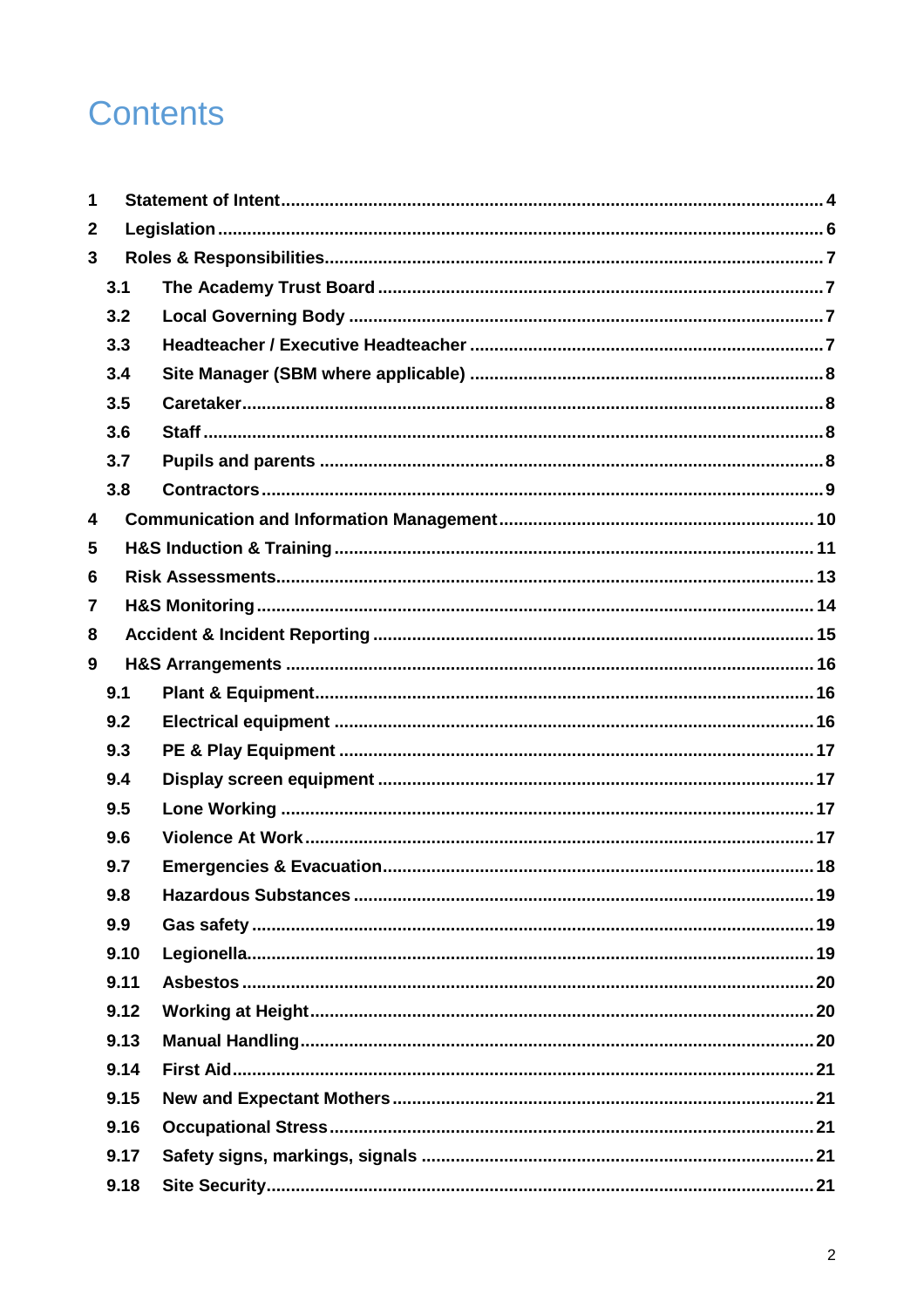# Contents

1 Statement of Intent ..... 4
2 Legislation ..... 6
3 Roles & Responsibilities ..... 7
  3.1 The Academy Trust Board ..... 7
  3.2 Local Governing Body ..... 7
  3.3 Headteacher / Executive Headteacher ..... 7
  3.4 Site Manager (SBM where applicable) ..... 8
  3.5 Caretaker ..... 8
  3.6 Staff ..... 8
  3.7 Pupils and parents ..... 8
  3.8 Contractors ..... 9
4 Communication and Information Management ..... 10
5 H&S Induction & Training ..... 11
6 Risk Assessments ..... 13
7 H&S Monitoring ..... 14
8 Accident & Incident Reporting ..... 15
9 H&S Arrangements ..... 16
  9.1 Plant & Equipment ..... 16
  9.2 Electrical equipment ..... 16
  9.3 PE & Play Equipment ..... 17
  9.4 Display screen equipment ..... 17
  9.5 Lone Working ..... 17
  9.6 Violence At Work ..... 17
  9.7 Emergencies & Evacuation ..... 18
  9.8 Hazardous Substances ..... 19
  9.9 Gas safety ..... 19
  9.10 Legionella ..... 19
  9.11 Asbestos ..... 20
  9.12 Working at Height ..... 20
  9.13 Manual Handling ..... 20
  9.14 First Aid ..... 21
  9.15 New and Expectant Mothers ..... 21
  9.16 Occupational Stress ..... 21
  9.17 Safety signs, markings, signals ..... 21
  9.18 Site Security ..... 21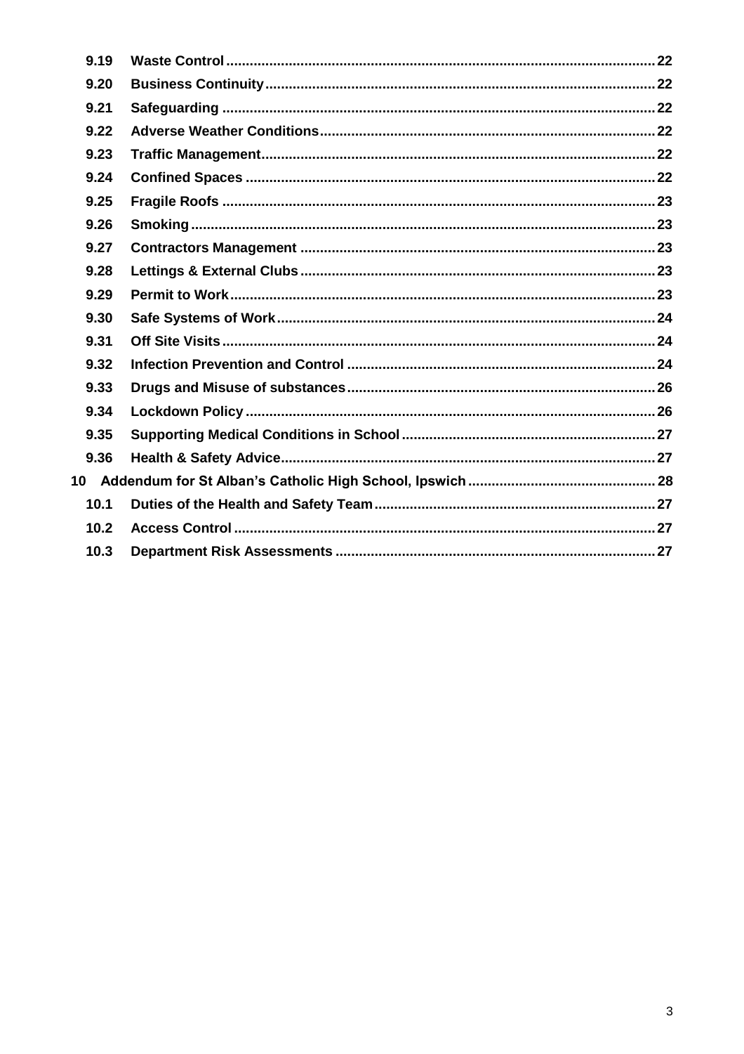9.19 Waste Control ..... 22
9.20 Business Continuity ..... 22
9.21 Safeguarding ..... 22
9.22 Adverse Weather Conditions ..... 22
9.23 Traffic Management ..... 22
9.24 Confined Spaces ..... 22
9.25 Fragile Roofs ..... 23
9.26 Smoking ..... 23
9.27 Contractors Management ..... 23
9.28 Lettings & External Clubs ..... 23
9.29 Permit to Work ..... 23
9.30 Safe Systems of Work ..... 24
9.31 Off Site Visits ..... 24
9.32 Infection Prevention and Control ..... 24
9.33 Drugs and Misuse of substances ..... 26
9.34 Lockdown Policy ..... 26
9.35 Supporting Medical Conditions in School ..... 27
9.36 Health & Safety Advice ..... 27

10 Addendum for St Alban's Catholic High School, Ipswich ..... 28
10.1 Duties of the Health and Safety Team ..... 27
10.2 Access Control ..... 27
10.3 Department Risk Assessments ..... 27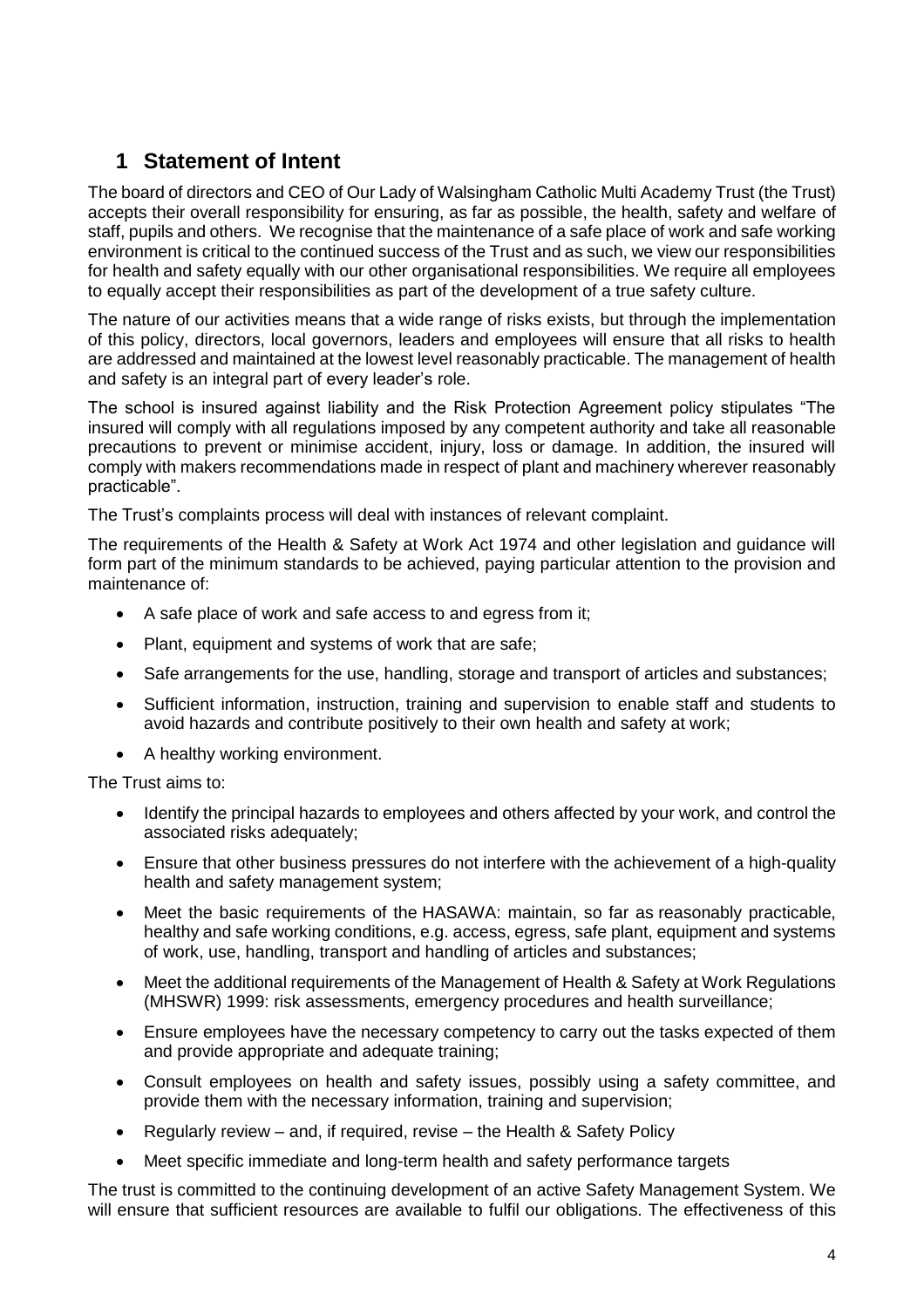## 1 Statement of Intent

The board of directors and CEO of Our Lady of Walsingham Catholic Multi Academy Trust (the Trust) accepts their overall responsibility for ensuring, as far as possible, the health, safety and welfare of staff, pupils and others. We recognise that the maintenance of a safe place of work and safe working environment is critical to the continued success of the Trust and as such, we view our responsibilities for health and safety equally with our other organisational responsibilities. We require all employees to equally accept their responsibilities as part of the development of a true safety culture.

The nature of our activities means that a wide range of risks exists, but through the implementation of this policy, directors, local governors, leaders and employees will ensure that all risks to health are addressed and maintained at the lowest level reasonably practicable. The management of health and safety is an integral part of every leader's role.

The school is insured against liability and the Risk Protection Agreement policy stipulates "The insured will comply with all regulations imposed by any competent authority and take all reasonable precautions to prevent or minimise accident, injury, loss or damage. In addition, the insured will comply with makers recommendations made in respect of plant and machinery wherever reasonably practicable".

The Trust's complaints process will deal with instances of relevant complaint.

The requirements of the Health & Safety at Work Act 1974 and other legislation and guidance will form part of the minimum standards to be achieved, paying particular attention to the provision and maintenance of:

- A safe place of work and safe access to and egress from it;
- Plant, equipment and systems of work that are safe;
- Safe arrangements for the use, handling, storage and transport of articles and substances;
- Sufficient information, instruction, training and supervision to enable staff and students to avoid hazards and contribute positively to their own health and safety at work;
- A healthy working environment.

The Trust aims to:

- Identify the principal hazards to employees and others affected by your work, and control the associated risks adequately;
- Ensure that other business pressures do not interfere with the achievement of a high-quality health and safety management system;
- Meet the basic requirements of the HASAWA: maintain, so far as reasonably practicable, healthy and safe working conditions, e.g. access, egress, safe plant, equipment and systems of work, use, handling, transport and handling of articles and substances;
- Meet the additional requirements of the Management of Health & Safety at Work Regulations (MHSWR) 1999: risk assessments, emergency procedures and health surveillance;
- Ensure employees have the necessary competency to carry out the tasks expected of them and provide appropriate and adequate training;
- Consult employees on health and safety issues, possibly using a safety committee, and provide them with the necessary information, training and supervision;
- Regularly review – and, if required, revise – the Health & Safety Policy
- Meet specific immediate and long-term health and safety performance targets

The trust is committed to the continuing development of an active Safety Management System. We will ensure that sufficient resources are available to fulfil our obligations. The effectiveness of this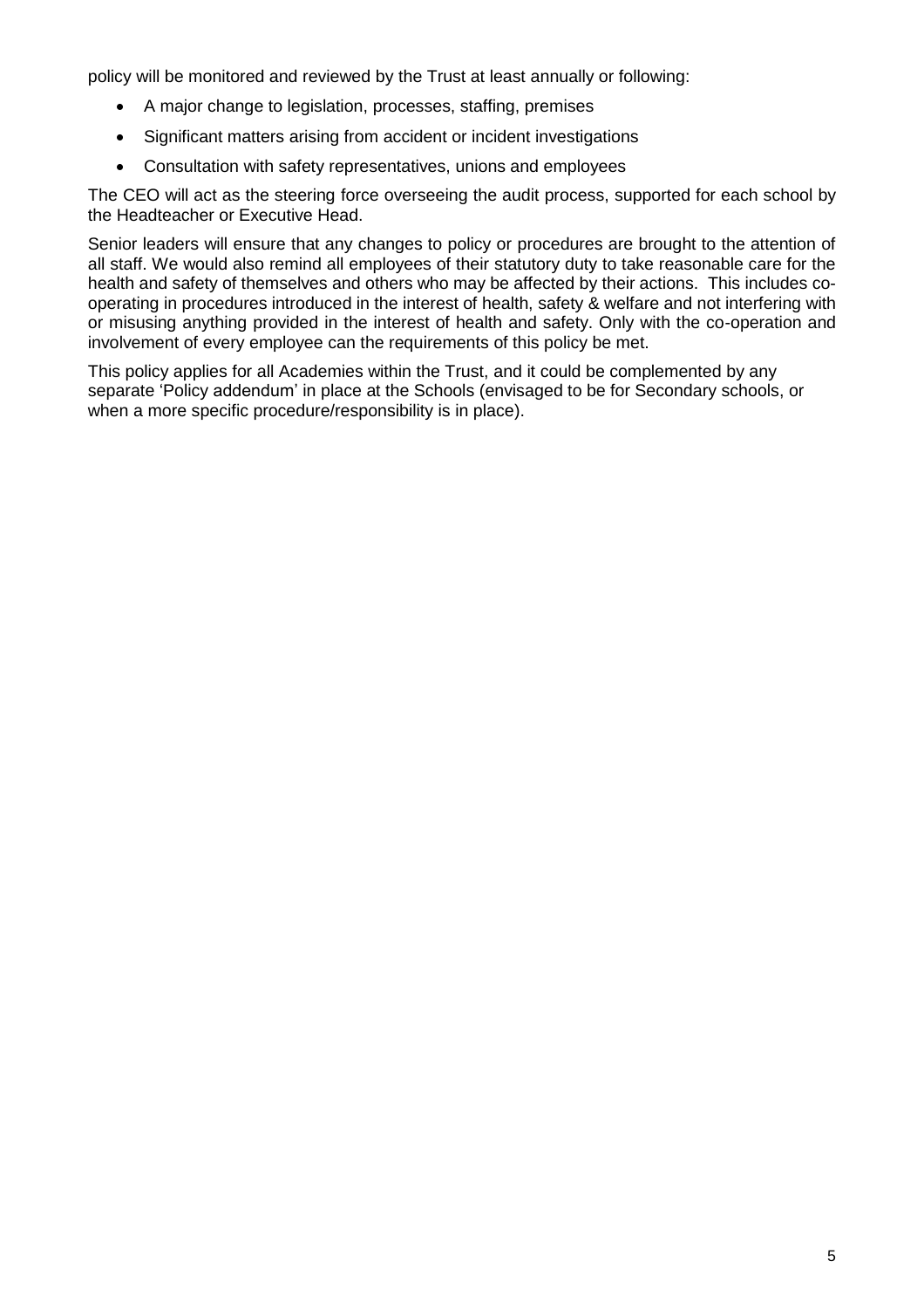policy will be monitored and reviewed by the Trust at least annually or following:

- A major change to legislation, processes, staffing, premises
- Significant matters arising from accident or incident investigations
- Consultation with safety representatives, unions and employees

The CEO will act as the steering force overseeing the audit process, supported for each school by the Headteacher or Executive Head.

Senior leaders will ensure that any changes to policy or procedures are brought to the attention of all staff. We would also remind all employees of their statutory duty to take reasonable care for the health and safety of themselves and others who may be affected by their actions. This includes co-operating in procedures introduced in the interest of health, safety & welfare and not interfering with or misusing anything provided in the interest of health and safety. Only with the co-operation and involvement of every employee can the requirements of this policy be met.

This policy applies for all Academies within the Trust, and it could be complemented by any separate 'Policy addendum' in place at the Schools (envisaged to be for Secondary schools, or when a more specific procedure/responsibility is in place).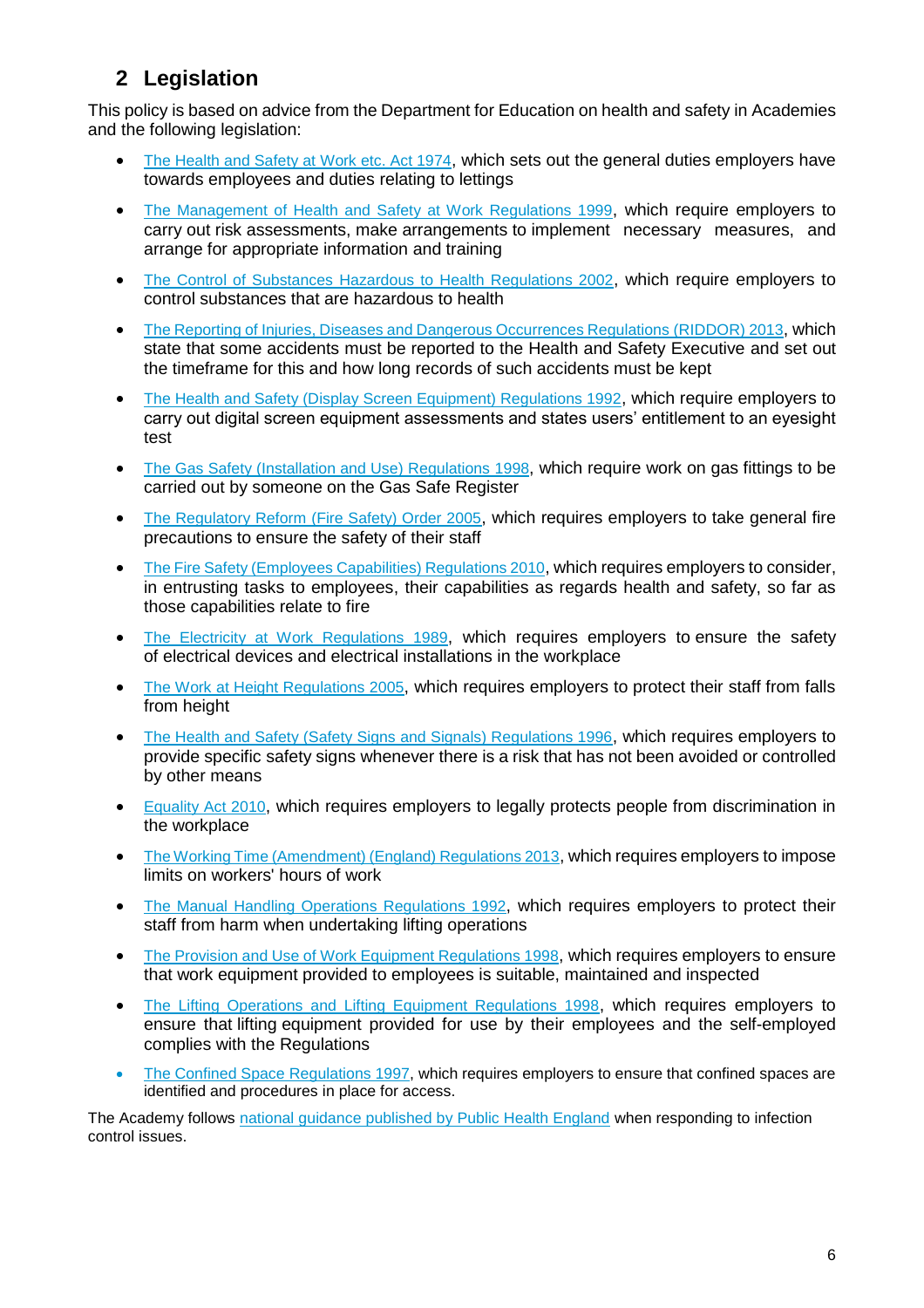## 2 Legislation

This policy is based on advice from the Department for Education on health and safety in Academies and the following legislation:

- The Health and Safety at Work etc. Act 1974, which sets out the general duties employers have towards employees and duties relating to lettings
- The Management of Health and Safety at Work Regulations 1999, which require employers to carry out risk assessments, make arrangements to implement necessary measures, and arrange for appropriate information and training
- The Control of Substances Hazardous to Health Regulations 2002, which require employers to control substances that are hazardous to health
- The Reporting of Injuries, Diseases and Dangerous Occurrences Regulations (RIDDOR) 2013, which state that some accidents must be reported to the Health and Safety Executive and set out the timeframe for this and how long records of such accidents must be kept
- The Health and Safety (Display Screen Equipment) Regulations 1992, which require employers to carry out digital screen equipment assessments and states users' entitlement to an eyesight test
- The Gas Safety (Installation and Use) Regulations 1998, which require work on gas fittings to be carried out by someone on the Gas Safe Register
- The Regulatory Reform (Fire Safety) Order 2005, which requires employers to take general fire precautions to ensure the safety of their staff
- The Fire Safety (Employees Capabilities) Regulations 2010, which requires employers to consider, in entrusting tasks to employees, their capabilities as regards health and safety, so far as those capabilities relate to fire
- The Electricity at Work Regulations 1989, which requires employers to ensure the safety of electrical devices and electrical installations in the workplace
- The Work at Height Regulations 2005, which requires employers to protect their staff from falls from height
- The Health and Safety (Safety Signs and Signals) Regulations 1996, which requires employers to provide specific safety signs whenever there is a risk that has not been avoided or controlled by other means
- Equality Act 2010, which requires employers to legally protects people from discrimination in the workplace
- The Working Time (Amendment) (England) Regulations 2013, which requires employers to impose limits on workers' hours of work
- The Manual Handling Operations Regulations 1992, which requires employers to protect their staff from harm when undertaking lifting operations
- The Provision and Use of Work Equipment Regulations 1998, which requires employers to ensure that work equipment provided to employees is suitable, maintained and inspected
- The Lifting Operations and Lifting Equipment Regulations 1998, which requires employers to ensure that lifting equipment provided for use by their employees and the self-employed complies with the Regulations
- The Confined Space Regulations 1997, which requires employers to ensure that confined spaces are identified and procedures in place for access.

The Academy follows national guidance published by Public Health England when responding to infection control issues.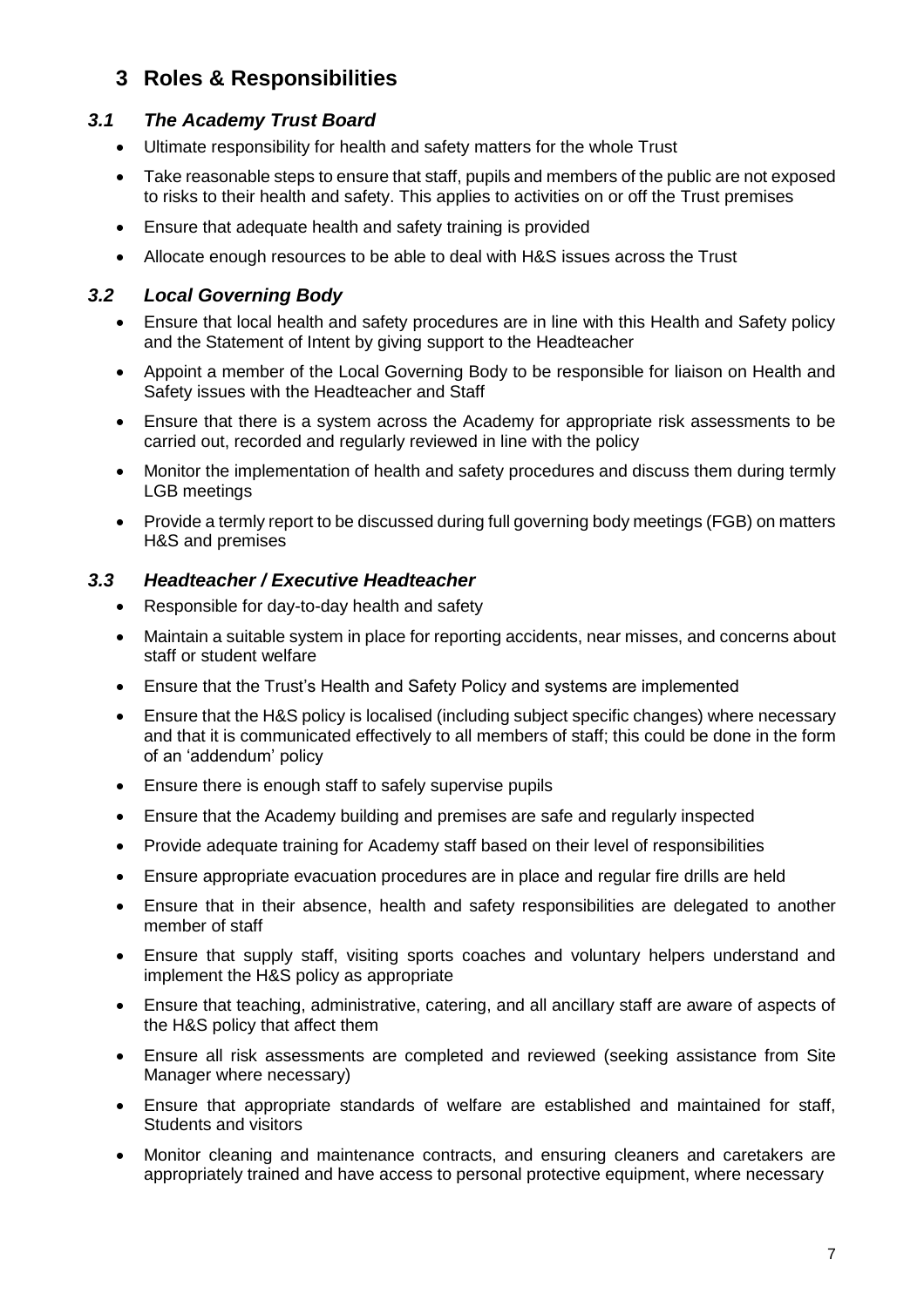# 3 Roles & Responsibilities

## *3.1 The Academy Trust Board*

- Ultimate responsibility for health and safety matters for the whole Trust
- Take reasonable steps to ensure that staff, pupils and members of the public are not exposed to risks to their health and safety. This applies to activities on or off the Trust premises
- Ensure that adequate health and safety training is provided
- Allocate enough resources to be able to deal with H&S issues across the Trust

## *3.2 Local Governing Body*

- Ensure that local health and safety procedures are in line with this Health and Safety policy and the Statement of Intent by giving support to the Headteacher
- Appoint a member of the Local Governing Body to be responsible for liaison on Health and Safety issues with the Headteacher and Staff
- Ensure that there is a system across the Academy for appropriate risk assessments to be carried out, recorded and regularly reviewed in line with the policy
- Monitor the implementation of health and safety procedures and discuss them during termly LGB meetings
- Provide a termly report to be discussed during full governing body meetings (FGB) on matters H&S and premises

## *3.3 Headteacher / Executive Headteacher*

- Responsible for day-to-day health and safety
- Maintain a suitable system in place for reporting accidents, near misses, and concerns about staff or student welfare
- Ensure that the Trust's Health and Safety Policy and systems are implemented
- Ensure that the H&S policy is localised (including subject specific changes) where necessary and that it is communicated effectively to all members of staff; this could be done in the form of an 'addendum' policy
- Ensure there is enough staff to safely supervise pupils
- Ensure that the Academy building and premises are safe and regularly inspected
- Provide adequate training for Academy staff based on their level of responsibilities
- Ensure appropriate evacuation procedures are in place and regular fire drills are held
- Ensure that in their absence, health and safety responsibilities are delegated to another member of staff
- Ensure that supply staff, visiting sports coaches and voluntary helpers understand and implement the H&S policy as appropriate
- Ensure that teaching, administrative, catering, and all ancillary staff are aware of aspects of the H&S policy that affect them
- Ensure all risk assessments are completed and reviewed (seeking assistance from Site Manager where necessary)
- Ensure that appropriate standards of welfare are established and maintained for staff, Students and visitors
- Monitor cleaning and maintenance contracts, and ensuring cleaners and caretakers are appropriately trained and have access to personal protective equipment, where necessary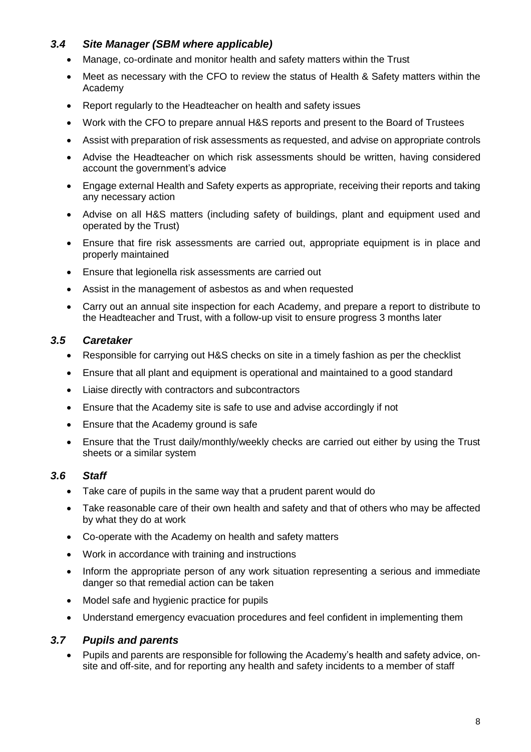### *3.4 Site Manager (SBM where applicable)*

- Manage, co-ordinate and monitor health and safety matters within the Trust
- Meet as necessary with the CFO to review the status of Health & Safety matters within the Academy
- Report regularly to the Headteacher on health and safety issues
- Work with the CFO to prepare annual H&S reports and present to the Board of Trustees
- Assist with preparation of risk assessments as requested, and advise on appropriate controls
- Advise the Headteacher on which risk assessments should be written, having considered account the government's advice
- Engage external Health and Safety experts as appropriate, receiving their reports and taking any necessary action
- Advise on all H&S matters (including safety of buildings, plant and equipment used and operated by the Trust)
- Ensure that fire risk assessments are carried out, appropriate equipment is in place and properly maintained
- Ensure that legionella risk assessments are carried out
- Assist in the management of asbestos as and when requested
- Carry out an annual site inspection for each Academy, and prepare a report to distribute to the Headteacher and Trust, with a follow-up visit to ensure progress 3 months later

### *3.5 Caretaker*

- Responsible for carrying out H&S checks on site in a timely fashion as per the checklist
- Ensure that all plant and equipment is operational and maintained to a good standard
- Liaise directly with contractors and subcontractors
- Ensure that the Academy site is safe to use and advise accordingly if not
- Ensure that the Academy ground is safe
- Ensure that the Trust daily/monthly/weekly checks are carried out either by using the Trust sheets or a similar system

### *3.6 Staff*

- Take care of pupils in the same way that a prudent parent would do
- Take reasonable care of their own health and safety and that of others who may be affected by what they do at work
- Co-operate with the Academy on health and safety matters
- Work in accordance with training and instructions
- Inform the appropriate person of any work situation representing a serious and immediate danger so that remedial action can be taken
- Model safe and hygienic practice for pupils
- Understand emergency evacuation procedures and feel confident in implementing them

### *3.7 Pupils and parents*

- Pupils and parents are responsible for following the Academy's health and safety advice, on-site and off-site, and for reporting any health and safety incidents to a member of staff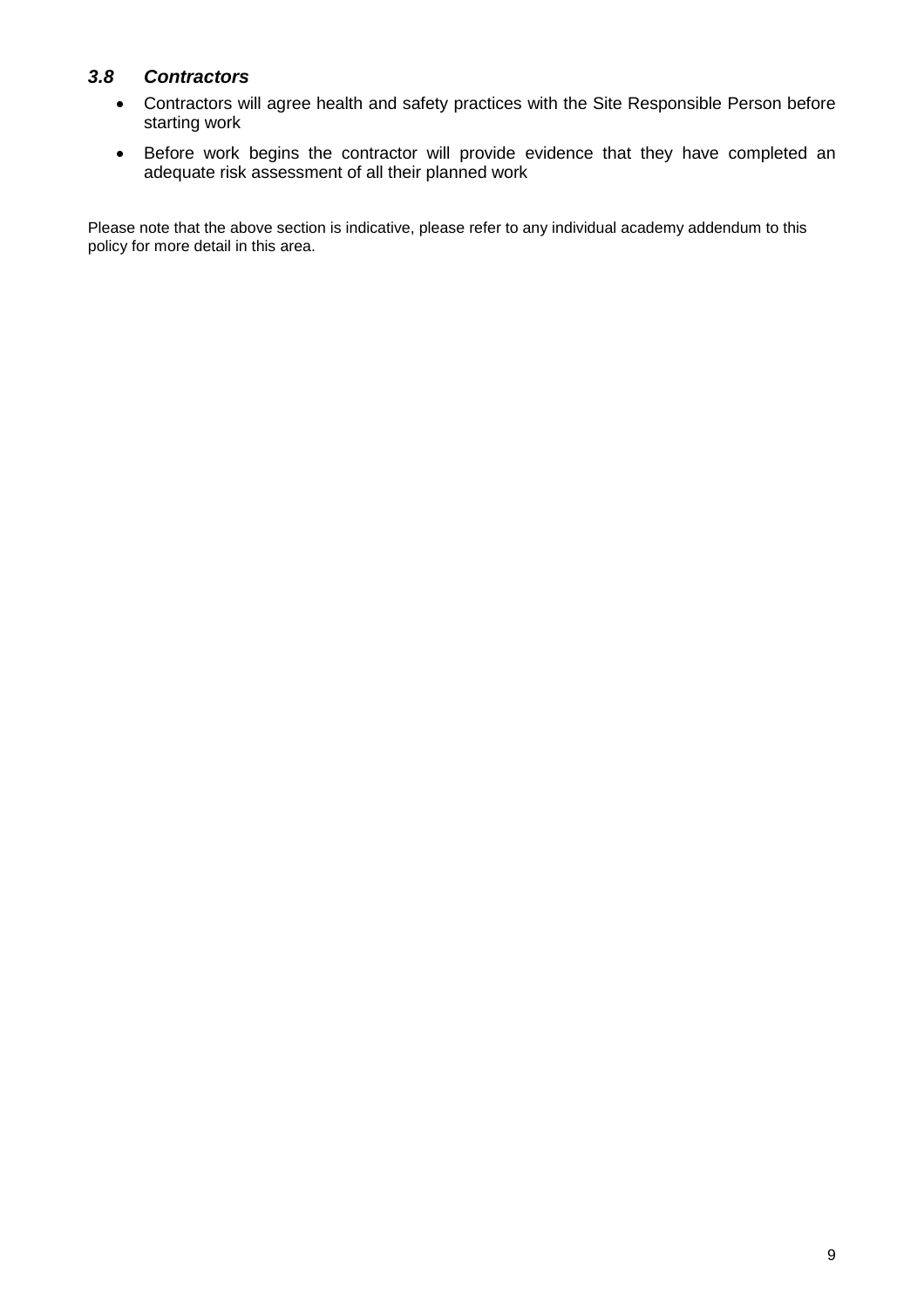### *3.8 Contractors*

- Contractors will agree health and safety practices with the Site Responsible Person before starting work
- Before work begins the contractor will provide evidence that they have completed an adequate risk assessment of all their planned work

Please note that the above section is indicative, please refer to any individual academy addendum to this policy for more detail in this area.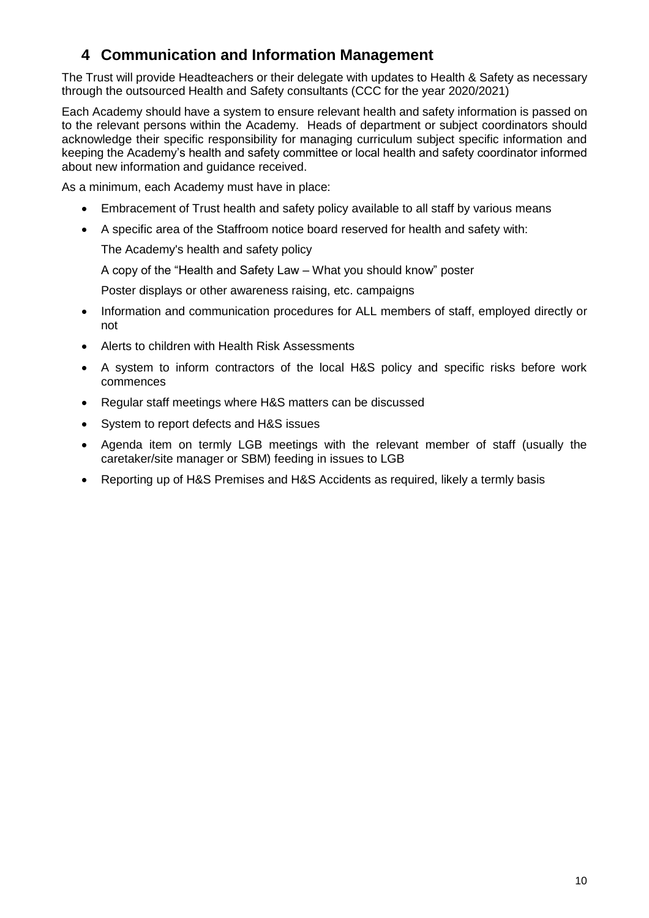# 4 Communication and Information Management

The Trust will provide Headteachers or their delegate with updates to Health & Safety as necessary through the outsourced Health and Safety consultants (CCC for the year 2020/2021)

Each Academy should have a system to ensure relevant health and safety information is passed on to the relevant persons within the Academy. Heads of department or subject coordinators should acknowledge their specific responsibility for managing curriculum subject specific information and keeping the Academy's health and safety committee or local health and safety coordinator informed about new information and guidance received.

As a minimum, each Academy must have in place:

- Embracement of Trust health and safety policy available to all staff by various means
- A specific area of the Staffroom notice board reserved for health and safety with:

  The Academy's health and safety policy

  A copy of the "Health and Safety Law – What you should know" poster

  Poster displays or other awareness raising, etc. campaigns
- Information and communication procedures for ALL members of staff, employed directly or not
- Alerts to children with Health Risk Assessments
- A system to inform contractors of the local H&S policy and specific risks before work commences
- Regular staff meetings where H&S matters can be discussed
- System to report defects and H&S issues
- Agenda item on termly LGB meetings with the relevant member of staff (usually the caretaker/site manager or SBM) feeding in issues to LGB
- Reporting up of H&S Premises and H&S Accidents as required, likely a termly basis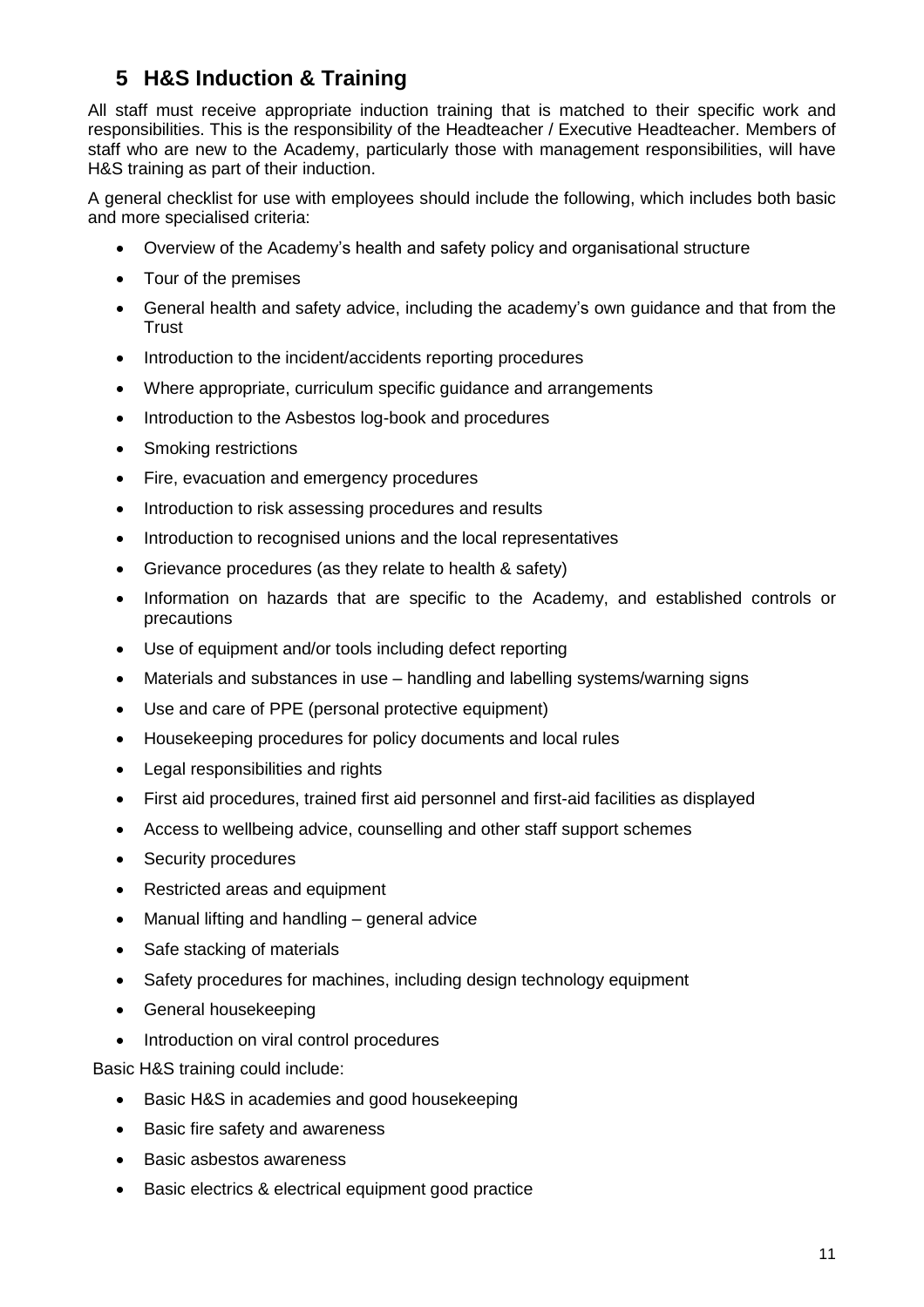## 5 H&S Induction & Training

All staff must receive appropriate induction training that is matched to their specific work and responsibilities. This is the responsibility of the Headteacher / Executive Headteacher. Members of staff who are new to the Academy, particularly those with management responsibilities, will have H&S training as part of their induction.

A general checklist for use with employees should include the following, which includes both basic and more specialised criteria:

- Overview of the Academy's health and safety policy and organisational structure
- Tour of the premises
- General health and safety advice, including the academy's own guidance and that from the Trust
- Introduction to the incident/accidents reporting procedures
- Where appropriate, curriculum specific guidance and arrangements
- Introduction to the Asbestos log-book and procedures
- Smoking restrictions
- Fire, evacuation and emergency procedures
- Introduction to risk assessing procedures and results
- Introduction to recognised unions and the local representatives
- Grievance procedures (as they relate to health & safety)
- Information on hazards that are specific to the Academy, and established controls or precautions
- Use of equipment and/or tools including defect reporting
- Materials and substances in use – handling and labelling systems/warning signs
- Use and care of PPE (personal protective equipment)
- Housekeeping procedures for policy documents and local rules
- Legal responsibilities and rights
- First aid procedures, trained first aid personnel and first-aid facilities as displayed
- Access to wellbeing advice, counselling and other staff support schemes
- Security procedures
- Restricted areas and equipment
- Manual lifting and handling – general advice
- Safe stacking of materials
- Safety procedures for machines, including design technology equipment
- General housekeeping
- Introduction on viral control procedures

Basic H&S training could include:

- Basic H&S in academies and good housekeeping
- Basic fire safety and awareness
- Basic asbestos awareness
- Basic electrics & electrical equipment good practice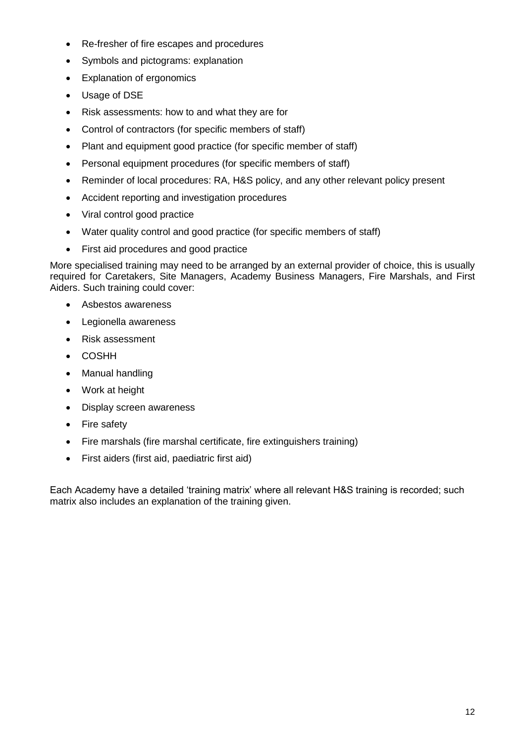- Re-fresher of fire escapes and procedures
- Symbols and pictograms: explanation
- Explanation of ergonomics
- Usage of DSE
- Risk assessments: how to and what they are for
- Control of contractors (for specific members of staff)
- Plant and equipment good practice (for specific member of staff)
- Personal equipment procedures (for specific members of staff)
- Reminder of local procedures: RA, H&S policy, and any other relevant policy present
- Accident reporting and investigation procedures
- Viral control good practice
- Water quality control and good practice (for specific members of staff)
- First aid procedures and good practice

More specialised training may need to be arranged by an external provider of choice, this is usually required for Caretakers, Site Managers, Academy Business Managers, Fire Marshals, and First Aiders. Such training could cover:

- Asbestos awareness
- Legionella awareness
- Risk assessment
- COSHH
- Manual handling
- Work at height
- Display screen awareness
- Fire safety
- Fire marshals (fire marshal certificate, fire extinguishers training)
- First aiders (first aid, paediatric first aid)

Each Academy have a detailed 'training matrix' where all relevant H&S training is recorded; such matrix also includes an explanation of the training given.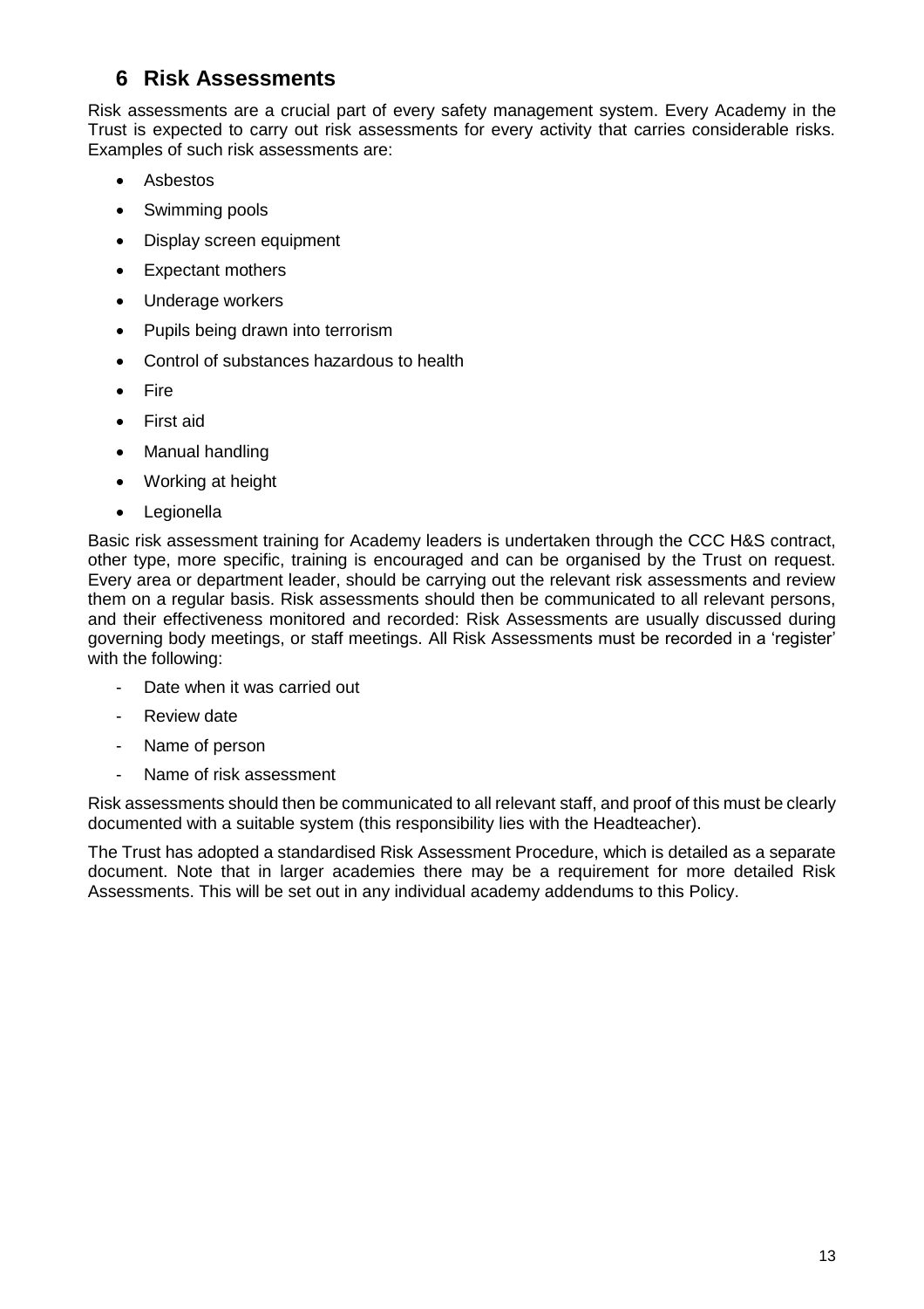## 6 Risk Assessments

Risk assessments are a crucial part of every safety management system. Every Academy in the Trust is expected to carry out risk assessments for every activity that carries considerable risks. Examples of such risk assessments are:

- Asbestos
- Swimming pools
- Display screen equipment
- Expectant mothers
- Underage workers
- Pupils being drawn into terrorism
- Control of substances hazardous to health
- Fire
- First aid
- Manual handling
- Working at height
- Legionella

Basic risk assessment training for Academy leaders is undertaken through the CCC H&S contract, other type, more specific, training is encouraged and can be organised by the Trust on request. Every area or department leader, should be carrying out the relevant risk assessments and review them on a regular basis. Risk assessments should then be communicated to all relevant persons, and their effectiveness monitored and recorded: Risk Assessments are usually discussed during governing body meetings, or staff meetings. All Risk Assessments must be recorded in a 'register' with the following:

- Date when it was carried out
- Review date
- Name of person
- Name of risk assessment

Risk assessments should then be communicated to all relevant staff, and proof of this must be clearly documented with a suitable system (this responsibility lies with the Headteacher).

The Trust has adopted a standardised Risk Assessment Procedure, which is detailed as a separate document. Note that in larger academies there may be a requirement for more detailed Risk Assessments. This will be set out in any individual academy addendums to this Policy.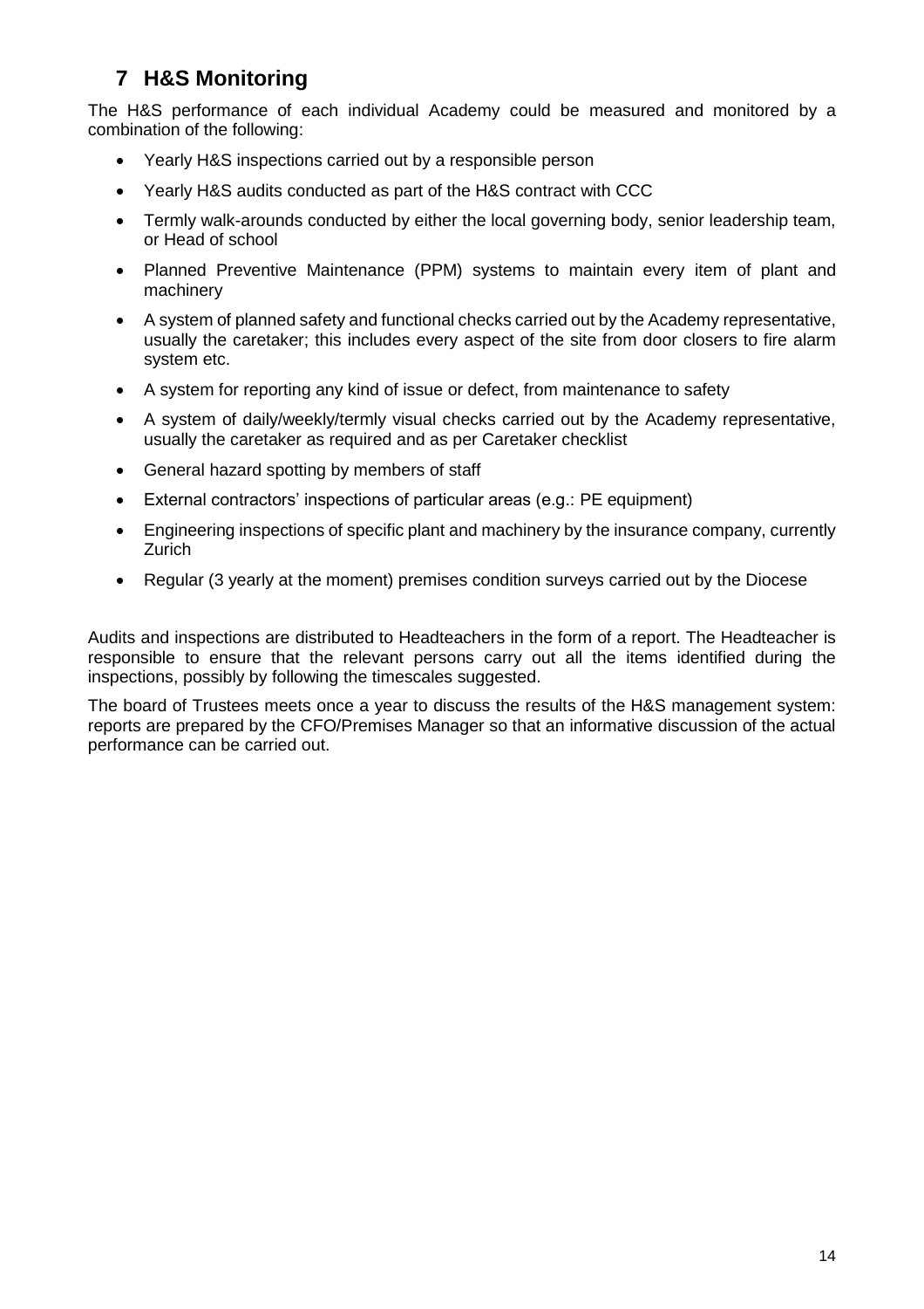## 7 H&S Monitoring

The H&S performance of each individual Academy could be measured and monitored by a combination of the following:

- Yearly H&S inspections carried out by a responsible person
- Yearly H&S audits conducted as part of the H&S contract with CCC
- Termly walk-arounds conducted by either the local governing body, senior leadership team, or Head of school
- Planned Preventive Maintenance (PPM) systems to maintain every item of plant and machinery
- A system of planned safety and functional checks carried out by the Academy representative, usually the caretaker; this includes every aspect of the site from door closers to fire alarm system etc.
- A system for reporting any kind of issue or defect, from maintenance to safety
- A system of daily/weekly/termly visual checks carried out by the Academy representative, usually the caretaker as required and as per Caretaker checklist
- General hazard spotting by members of staff
- External contractors' inspections of particular areas (e.g.: PE equipment)
- Engineering inspections of specific plant and machinery by the insurance company, currently Zurich
- Regular (3 yearly at the moment) premises condition surveys carried out by the Diocese

Audits and inspections are distributed to Headteachers in the form of a report. The Headteacher is responsible to ensure that the relevant persons carry out all the items identified during the inspections, possibly by following the timescales suggested.

The board of Trustees meets once a year to discuss the results of the H&S management system: reports are prepared by the CFO/Premises Manager so that an informative discussion of the actual performance can be carried out.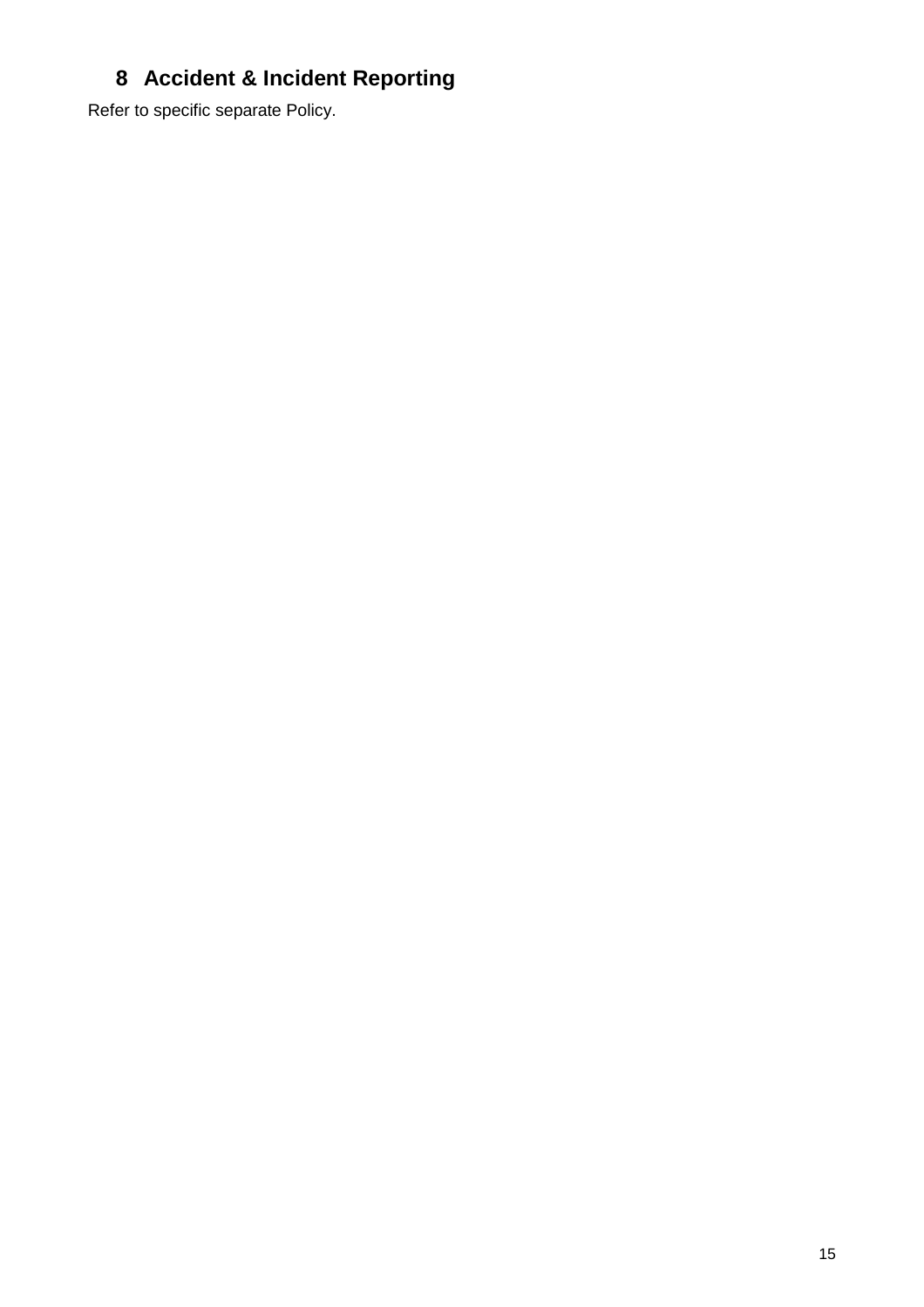## 8 Accident & Incident Reporting

Refer to specific separate Policy.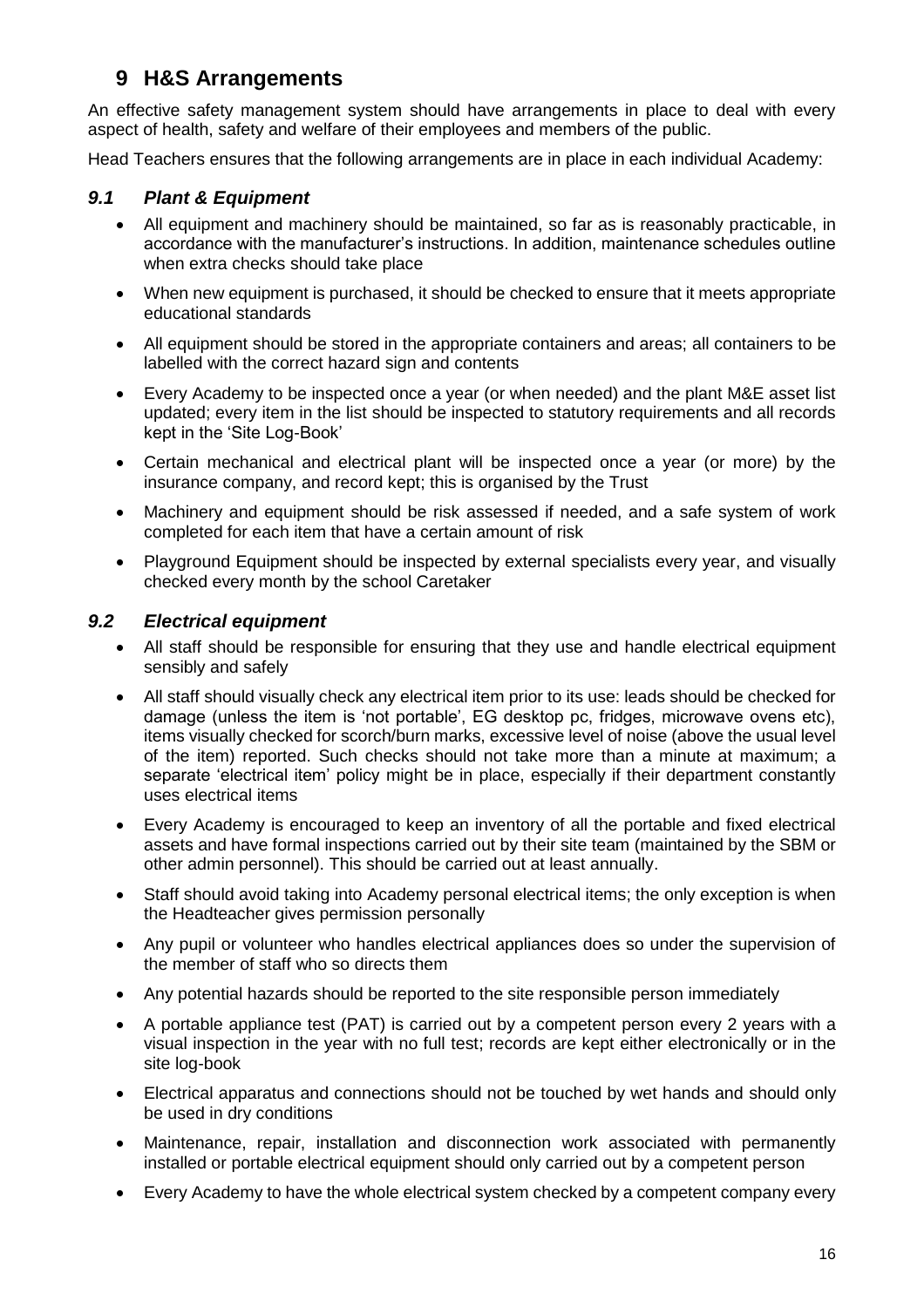# 9 H&S Arrangements

An effective safety management system should have arrangements in place to deal with every aspect of health, safety and welfare of their employees and members of the public.

Head Teachers ensures that the following arrangements are in place in each individual Academy:

## *9.1 Plant & Equipment*

- All equipment and machinery should be maintained, so far as is reasonably practicable, in accordance with the manufacturer's instructions. In addition, maintenance schedules outline when extra checks should take place
- When new equipment is purchased, it should be checked to ensure that it meets appropriate educational standards
- All equipment should be stored in the appropriate containers and areas; all containers to be labelled with the correct hazard sign and contents
- Every Academy to be inspected once a year (or when needed) and the plant M&E asset list updated; every item in the list should be inspected to statutory requirements and all records kept in the 'Site Log-Book'
- Certain mechanical and electrical plant will be inspected once a year (or more) by the insurance company, and record kept; this is organised by the Trust
- Machinery and equipment should be risk assessed if needed, and a safe system of work completed for each item that have a certain amount of risk
- Playground Equipment should be inspected by external specialists every year, and visually checked every month by the school Caretaker

## *9.2 Electrical equipment*

- All staff should be responsible for ensuring that they use and handle electrical equipment sensibly and safely
- All staff should visually check any electrical item prior to its use: leads should be checked for damage (unless the item is 'not portable', EG desktop pc, fridges, microwave ovens etc), items visually checked for scorch/burn marks, excessive level of noise (above the usual level of the item) reported. Such checks should not take more than a minute at maximum; a separate 'electrical item' policy might be in place, especially if their department constantly uses electrical items
- Every Academy is encouraged to keep an inventory of all the portable and fixed electrical assets and have formal inspections carried out by their site team (maintained by the SBM or other admin personnel). This should be carried out at least annually.
- Staff should avoid taking into Academy personal electrical items; the only exception is when the Headteacher gives permission personally
- Any pupil or volunteer who handles electrical appliances does so under the supervision of the member of staff who so directs them
- Any potential hazards should be reported to the site responsible person immediately
- A portable appliance test (PAT) is carried out by a competent person every 2 years with a visual inspection in the year with no full test; records are kept either electronically or in the site log-book
- Electrical apparatus and connections should not be touched by wet hands and should only be used in dry conditions
- Maintenance, repair, installation and disconnection work associated with permanently installed or portable electrical equipment should only carried out by a competent person
- Every Academy to have the whole electrical system checked by a competent company every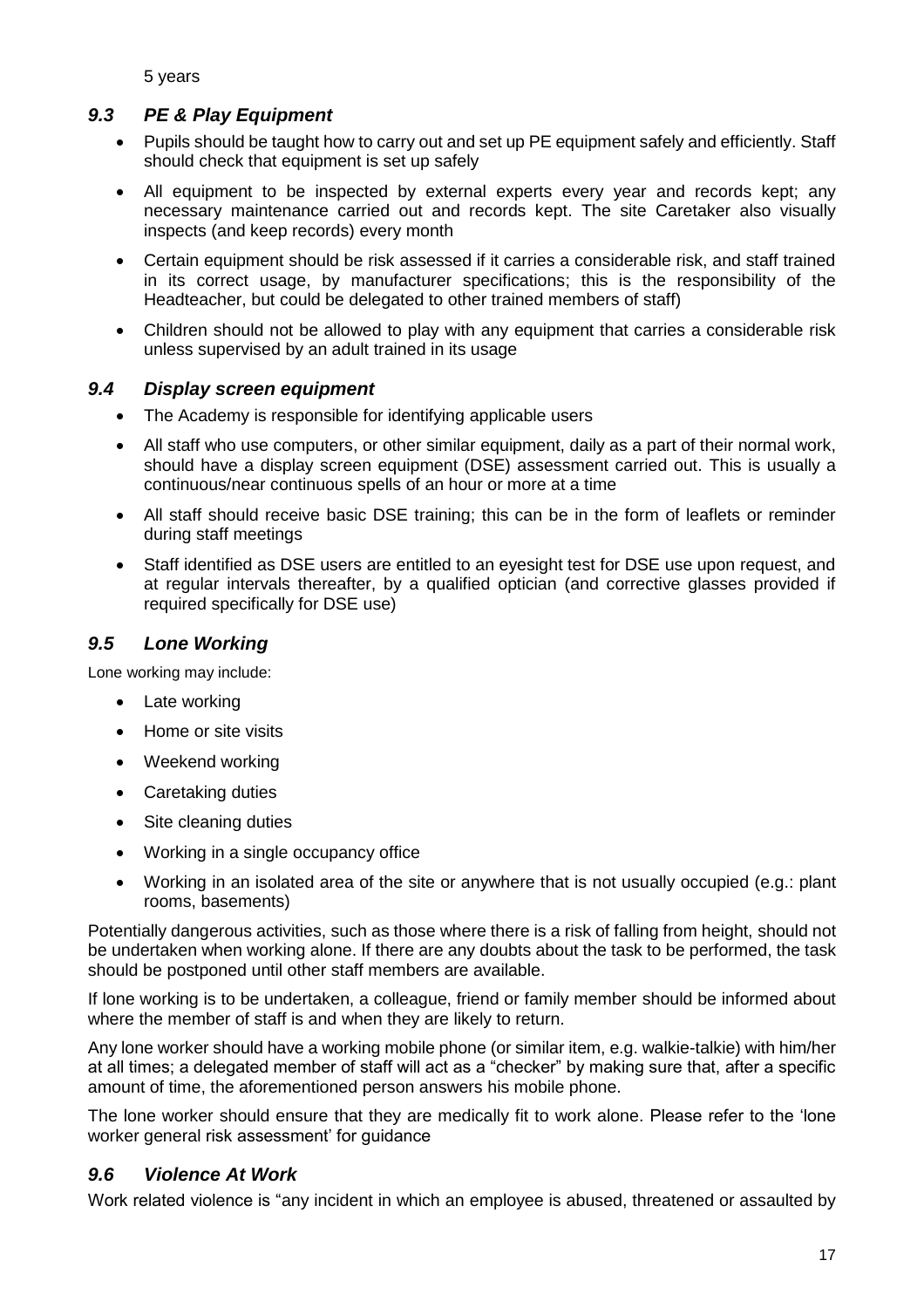5 years

### *9.3 PE & Play Equipment*

- Pupils should be taught how to carry out and set up PE equipment safely and efficiently. Staff should check that equipment is set up safely
- All equipment to be inspected by external experts every year and records kept; any necessary maintenance carried out and records kept. The site Caretaker also visually inspects (and keep records) every month
- Certain equipment should be risk assessed if it carries a considerable risk, and staff trained in its correct usage, by manufacturer specifications; this is the responsibility of the Headteacher, but could be delegated to other trained members of staff)
- Children should not be allowed to play with any equipment that carries a considerable risk unless supervised by an adult trained in its usage

### *9.4 Display screen equipment*

- The Academy is responsible for identifying applicable users
- All staff who use computers, or other similar equipment, daily as a part of their normal work, should have a display screen equipment (DSE) assessment carried out. This is usually a continuous/near continuous spells of an hour or more at a time
- All staff should receive basic DSE training; this can be in the form of leaflets or reminder during staff meetings
- Staff identified as DSE users are entitled to an eyesight test for DSE use upon request, and at regular intervals thereafter, by a qualified optician (and corrective glasses provided if required specifically for DSE use)

### *9.5 Lone Working*

Lone working may include:

- Late working
- Home or site visits
- Weekend working
- Caretaking duties
- Site cleaning duties
- Working in a single occupancy office
- Working in an isolated area of the site or anywhere that is not usually occupied (e.g.: plant rooms, basements)

Potentially dangerous activities, such as those where there is a risk of falling from height, should not be undertaken when working alone. If there are any doubts about the task to be performed, the task should be postponed until other staff members are available.

If lone working is to be undertaken, a colleague, friend or family member should be informed about where the member of staff is and when they are likely to return.

Any lone worker should have a working mobile phone (or similar item, e.g. walkie-talkie) with him/her at all times; a delegated member of staff will act as a "checker" by making sure that, after a specific amount of time, the aforementioned person answers his mobile phone.

The lone worker should ensure that they are medically fit to work alone. Please refer to the 'lone worker general risk assessment' for guidance

### *9.6 Violence At Work*

Work related violence is "any incident in which an employee is abused, threatened or assaulted by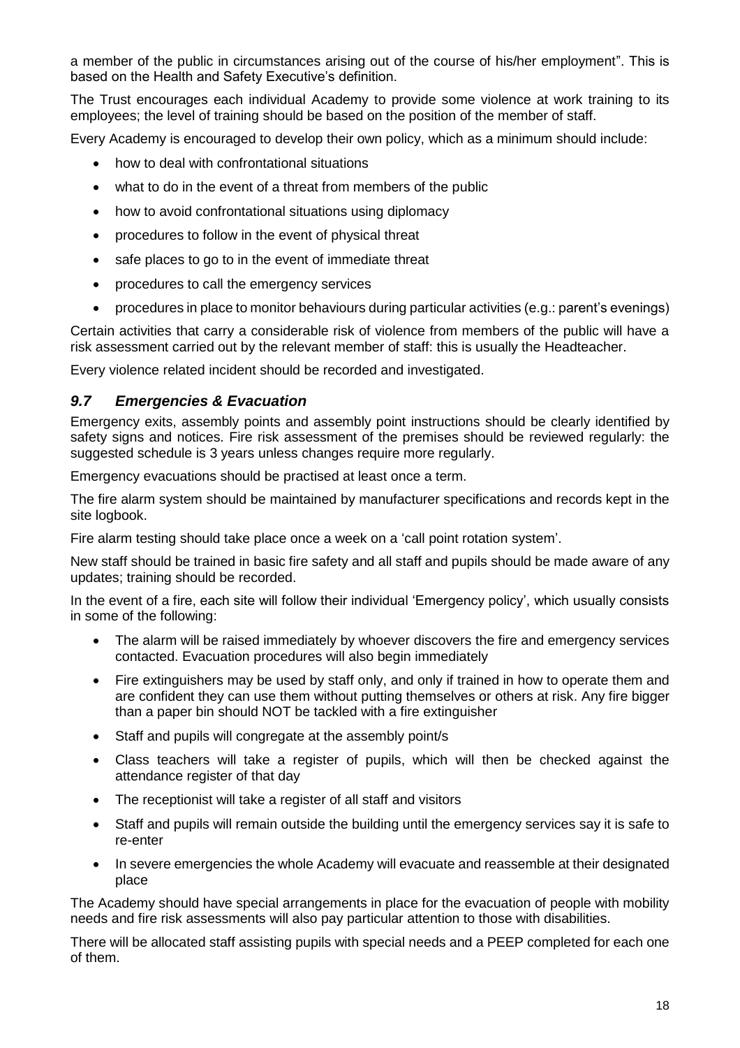a member of the public in circumstances arising out of the course of his/her employment". This is based on the Health and Safety Executive's definition.

The Trust encourages each individual Academy to provide some violence at work training to its employees; the level of training should be based on the position of the member of staff.

Every Academy is encouraged to develop their own policy, which as a minimum should include:

- how to deal with confrontational situations
- what to do in the event of a threat from members of the public
- how to avoid confrontational situations using diplomacy
- procedures to follow in the event of physical threat
- safe places to go to in the event of immediate threat
- procedures to call the emergency services
- procedures in place to monitor behaviours during particular activities (e.g.: parent's evenings)

Certain activities that carry a considerable risk of violence from members of the public will have a risk assessment carried out by the relevant member of staff: this is usually the Headteacher.

Every violence related incident should be recorded and investigated.

### *9.7 Emergencies & Evacuation*

Emergency exits, assembly points and assembly point instructions should be clearly identified by safety signs and notices. Fire risk assessment of the premises should be reviewed regularly: the suggested schedule is 3 years unless changes require more regularly.

Emergency evacuations should be practised at least once a term.

The fire alarm system should be maintained by manufacturer specifications and records kept in the site logbook.

Fire alarm testing should take place once a week on a 'call point rotation system'.

New staff should be trained in basic fire safety and all staff and pupils should be made aware of any updates; training should be recorded.

In the event of a fire, each site will follow their individual 'Emergency policy', which usually consists in some of the following:

- The alarm will be raised immediately by whoever discovers the fire and emergency services contacted. Evacuation procedures will also begin immediately
- Fire extinguishers may be used by staff only, and only if trained in how to operate them and are confident they can use them without putting themselves or others at risk. Any fire bigger than a paper bin should NOT be tackled with a fire extinguisher
- Staff and pupils will congregate at the assembly point/s
- Class teachers will take a register of pupils, which will then be checked against the attendance register of that day
- The receptionist will take a register of all staff and visitors
- Staff and pupils will remain outside the building until the emergency services say it is safe to re-enter
- In severe emergencies the whole Academy will evacuate and reassemble at their designated place

The Academy should have special arrangements in place for the evacuation of people with mobility needs and fire risk assessments will also pay particular attention to those with disabilities.

There will be allocated staff assisting pupils with special needs and a PEEP completed for each one of them.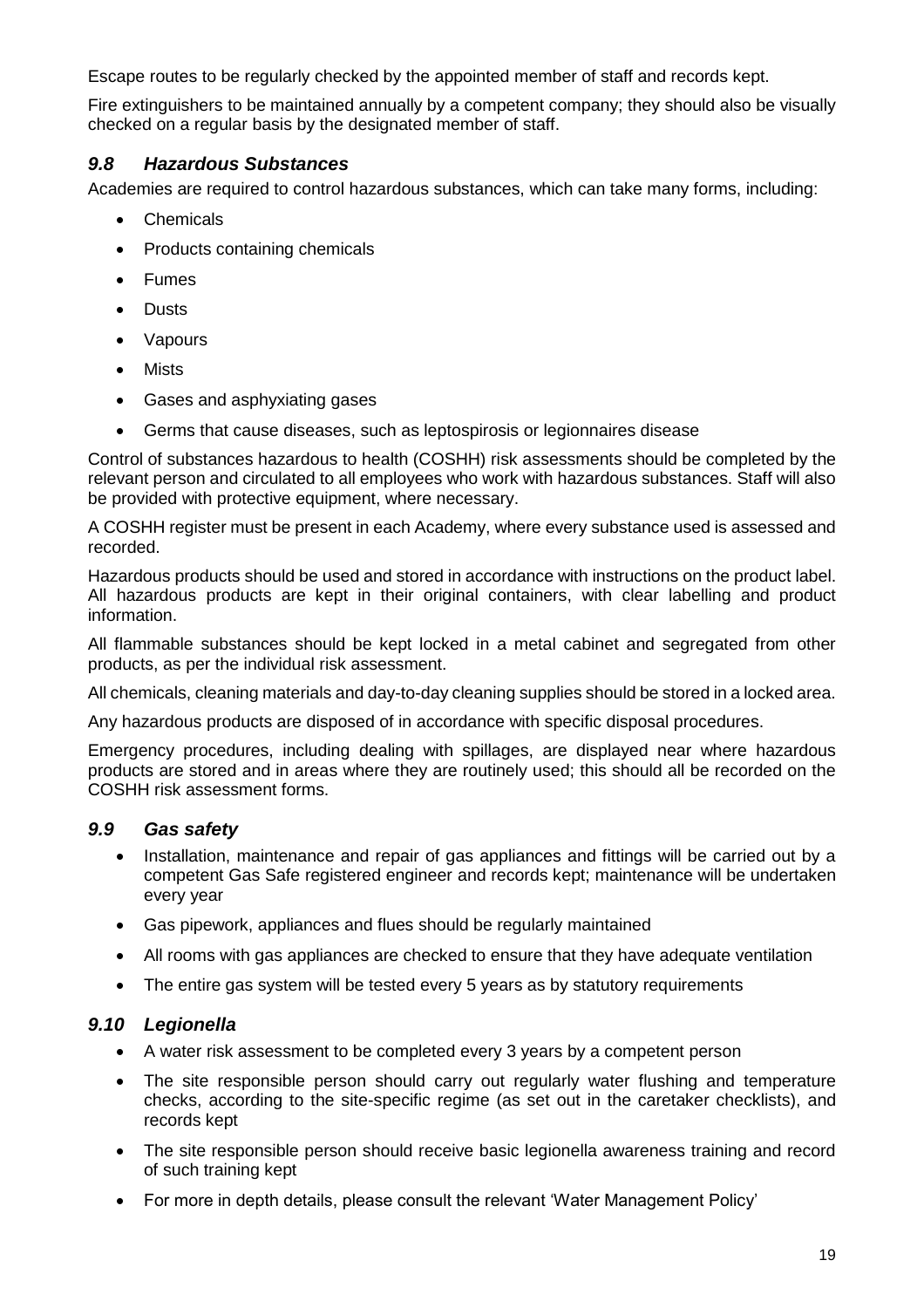Escape routes to be regularly checked by the appointed member of staff and records kept.

Fire extinguishers to be maintained annually by a competent company; they should also be visually checked on a regular basis by the designated member of staff.

### *9.8 Hazardous Substances*

Academies are required to control hazardous substances, which can take many forms, including:

- Chemicals
- Products containing chemicals
- Fumes
- Dusts
- Vapours
- Mists
- Gases and asphyxiating gases
- Germs that cause diseases, such as leptospirosis or legionnaires disease

Control of substances hazardous to health (COSHH) risk assessments should be completed by the relevant person and circulated to all employees who work with hazardous substances. Staff will also be provided with protective equipment, where necessary.

A COSHH register must be present in each Academy, where every substance used is assessed and recorded.

Hazardous products should be used and stored in accordance with instructions on the product label. All hazardous products are kept in their original containers, with clear labelling and product information.

All flammable substances should be kept locked in a metal cabinet and segregated from other products, as per the individual risk assessment.

All chemicals, cleaning materials and day-to-day cleaning supplies should be stored in a locked area.

Any hazardous products are disposed of in accordance with specific disposal procedures.

Emergency procedures, including dealing with spillages, are displayed near where hazardous products are stored and in areas where they are routinely used; this should all be recorded on the COSHH risk assessment forms.

### *9.9 Gas safety*

- Installation, maintenance and repair of gas appliances and fittings will be carried out by a competent Gas Safe registered engineer and records kept; maintenance will be undertaken every year
- Gas pipework, appliances and flues should be regularly maintained
- All rooms with gas appliances are checked to ensure that they have adequate ventilation
- The entire gas system will be tested every 5 years as by statutory requirements

### *9.10 Legionella*

- A water risk assessment to be completed every 3 years by a competent person
- The site responsible person should carry out regularly water flushing and temperature checks, according to the site-specific regime (as set out in the caretaker checklists), and records kept
- The site responsible person should receive basic legionella awareness training and record of such training kept
- For more in depth details, please consult the relevant 'Water Management Policy'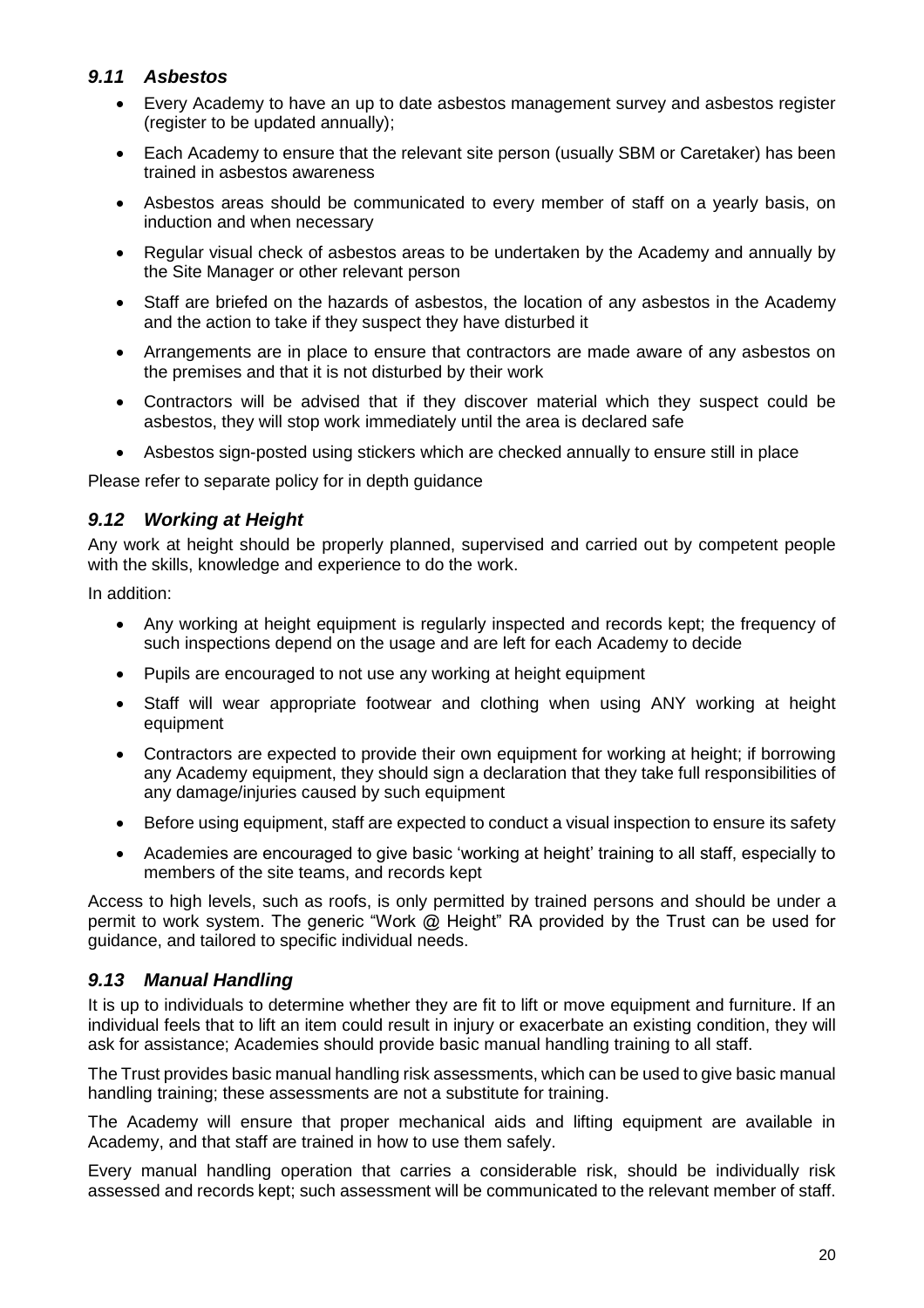### *9.11 Asbestos*

- Every Academy to have an up to date asbestos management survey and asbestos register (register to be updated annually);
- Each Academy to ensure that the relevant site person (usually SBM or Caretaker) has been trained in asbestos awareness
- Asbestos areas should be communicated to every member of staff on a yearly basis, on induction and when necessary
- Regular visual check of asbestos areas to be undertaken by the Academy and annually by the Site Manager or other relevant person
- Staff are briefed on the hazards of asbestos, the location of any asbestos in the Academy and the action to take if they suspect they have disturbed it
- Arrangements are in place to ensure that contractors are made aware of any asbestos on the premises and that it is not disturbed by their work
- Contractors will be advised that if they discover material which they suspect could be asbestos, they will stop work immediately until the area is declared safe
- Asbestos sign-posted using stickers which are checked annually to ensure still in place

Please refer to separate policy for in depth guidance

### *9.12 Working at Height*

Any work at height should be properly planned, supervised and carried out by competent people with the skills, knowledge and experience to do the work.

In addition:

- Any working at height equipment is regularly inspected and records kept; the frequency of such inspections depend on the usage and are left for each Academy to decide
- Pupils are encouraged to not use any working at height equipment
- Staff will wear appropriate footwear and clothing when using ANY working at height equipment
- Contractors are expected to provide their own equipment for working at height; if borrowing any Academy equipment, they should sign a declaration that they take full responsibilities of any damage/injuries caused by such equipment
- Before using equipment, staff are expected to conduct a visual inspection to ensure its safety
- Academies are encouraged to give basic 'working at height' training to all staff, especially to members of the site teams, and records kept

Access to high levels, such as roofs, is only permitted by trained persons and should be under a permit to work system. The generic "Work @ Height" RA provided by the Trust can be used for guidance, and tailored to specific individual needs.

### *9.13 Manual Handling*

It is up to individuals to determine whether they are fit to lift or move equipment and furniture. If an individual feels that to lift an item could result in injury or exacerbate an existing condition, they will ask for assistance; Academies should provide basic manual handling training to all staff.

The Trust provides basic manual handling risk assessments, which can be used to give basic manual handling training; these assessments are not a substitute for training.

The Academy will ensure that proper mechanical aids and lifting equipment are available in Academy, and that staff are trained in how to use them safely.

Every manual handling operation that carries a considerable risk, should be individually risk assessed and records kept; such assessment will be communicated to the relevant member of staff.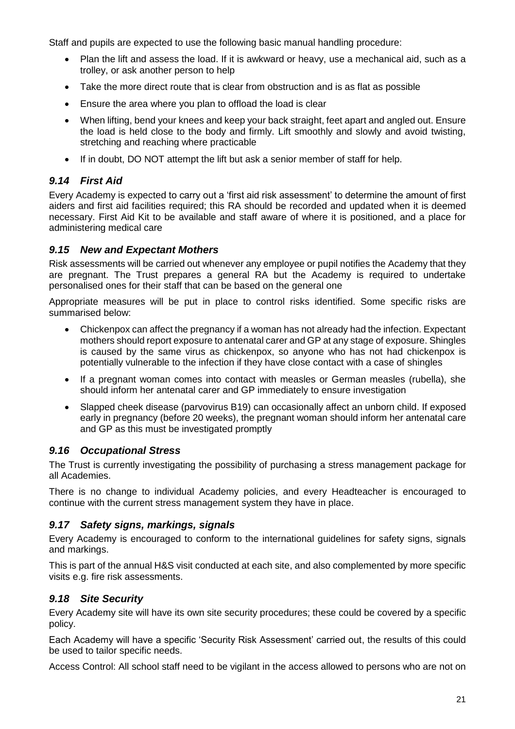Staff and pupils are expected to use the following basic manual handling procedure:

- Plan the lift and assess the load. If it is awkward or heavy, use a mechanical aid, such as a trolley, or ask another person to help
- Take the more direct route that is clear from obstruction and is as flat as possible
- Ensure the area where you plan to offload the load is clear
- When lifting, bend your knees and keep your back straight, feet apart and angled out. Ensure the load is held close to the body and firmly. Lift smoothly and slowly and avoid twisting, stretching and reaching where practicable
- If in doubt, DO NOT attempt the lift but ask a senior member of staff for help.

### *9.14 First Aid*

Every Academy is expected to carry out a 'first aid risk assessment' to determine the amount of first aiders and first aid facilities required; this RA should be recorded and updated when it is deemed necessary. First Aid Kit to be available and staff aware of where it is positioned, and a place for administering medical care

### *9.15 New and Expectant Mothers*

Risk assessments will be carried out whenever any employee or pupil notifies the Academy that they are pregnant. The Trust prepares a general RA but the Academy is required to undertake personalised ones for their staff that can be based on the general one

Appropriate measures will be put in place to control risks identified. Some specific risks are summarised below:

- Chickenpox can affect the pregnancy if a woman has not already had the infection. Expectant mothers should report exposure to antenatal carer and GP at any stage of exposure. Shingles is caused by the same virus as chickenpox, so anyone who has not had chickenpox is potentially vulnerable to the infection if they have close contact with a case of shingles
- If a pregnant woman comes into contact with measles or German measles (rubella), she should inform her antenatal carer and GP immediately to ensure investigation
- Slapped cheek disease (parvovirus B19) can occasionally affect an unborn child. If exposed early in pregnancy (before 20 weeks), the pregnant woman should inform her antenatal care and GP as this must be investigated promptly

### *9.16 Occupational Stress*

The Trust is currently investigating the possibility of purchasing a stress management package for all Academies.

There is no change to individual Academy policies, and every Headteacher is encouraged to continue with the current stress management system they have in place.

### *9.17 Safety signs, markings, signals*

Every Academy is encouraged to conform to the international guidelines for safety signs, signals and markings.

This is part of the annual H&S visit conducted at each site, and also complemented by more specific visits e.g. fire risk assessments.

### *9.18 Site Security*

Every Academy site will have its own site security procedures; these could be covered by a specific policy.

Each Academy will have a specific 'Security Risk Assessment' carried out, the results of this could be used to tailor specific needs.

Access Control: All school staff need to be vigilant in the access allowed to persons who are not on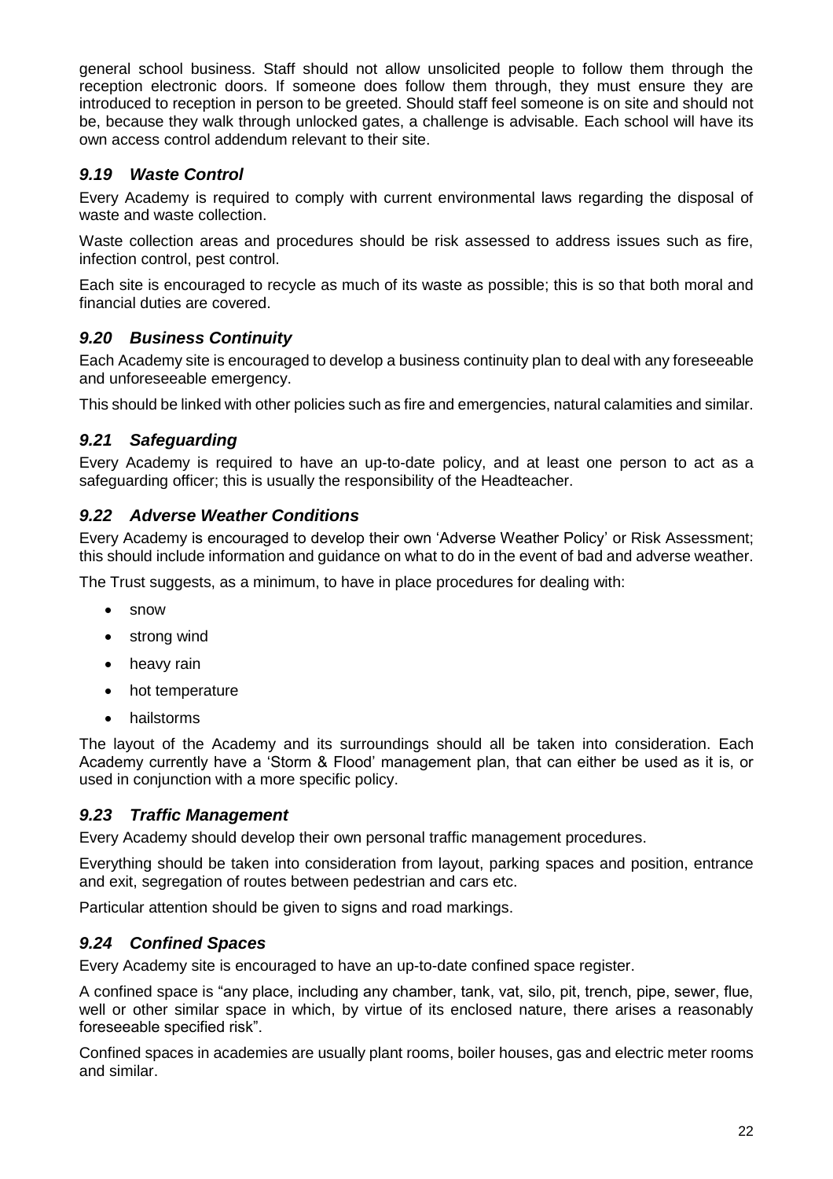general school business. Staff should not allow unsolicited people to follow them through the reception electronic doors. If someone does follow them through, they must ensure they are introduced to reception in person to be greeted. Should staff feel someone is on site and should not be, because they walk through unlocked gates, a challenge is advisable. Each school will have its own access control addendum relevant to their site.

### *9.19 Waste Control*

Every Academy is required to comply with current environmental laws regarding the disposal of waste and waste collection.

Waste collection areas and procedures should be risk assessed to address issues such as fire, infection control, pest control.

Each site is encouraged to recycle as much of its waste as possible; this is so that both moral and financial duties are covered.

### *9.20 Business Continuity*

Each Academy site is encouraged to develop a business continuity plan to deal with any foreseeable and unforeseeable emergency.

This should be linked with other policies such as fire and emergencies, natural calamities and similar.

### *9.21 Safeguarding*

Every Academy is required to have an up-to-date policy, and at least one person to act as a safeguarding officer; this is usually the responsibility of the Headteacher.

### *9.22 Adverse Weather Conditions*

Every Academy is encouraged to develop their own 'Adverse Weather Policy' or Risk Assessment; this should include information and guidance on what to do in the event of bad and adverse weather.

The Trust suggests, as a minimum, to have in place procedures for dealing with:

- snow
- strong wind
- heavy rain
- hot temperature
- hailstorms

The layout of the Academy and its surroundings should all be taken into consideration. Each Academy currently have a 'Storm & Flood' management plan, that can either be used as it is, or used in conjunction with a more specific policy.

### *9.23 Traffic Management*

Every Academy should develop their own personal traffic management procedures.

Everything should be taken into consideration from layout, parking spaces and position, entrance and exit, segregation of routes between pedestrian and cars etc.

Particular attention should be given to signs and road markings.

### *9.24 Confined Spaces*

Every Academy site is encouraged to have an up-to-date confined space register.

A confined space is "any place, including any chamber, tank, vat, silo, pit, trench, pipe, sewer, flue, well or other similar space in which, by virtue of its enclosed nature, there arises a reasonably foreseeable specified risk".

Confined spaces in academies are usually plant rooms, boiler houses, gas and electric meter rooms and similar.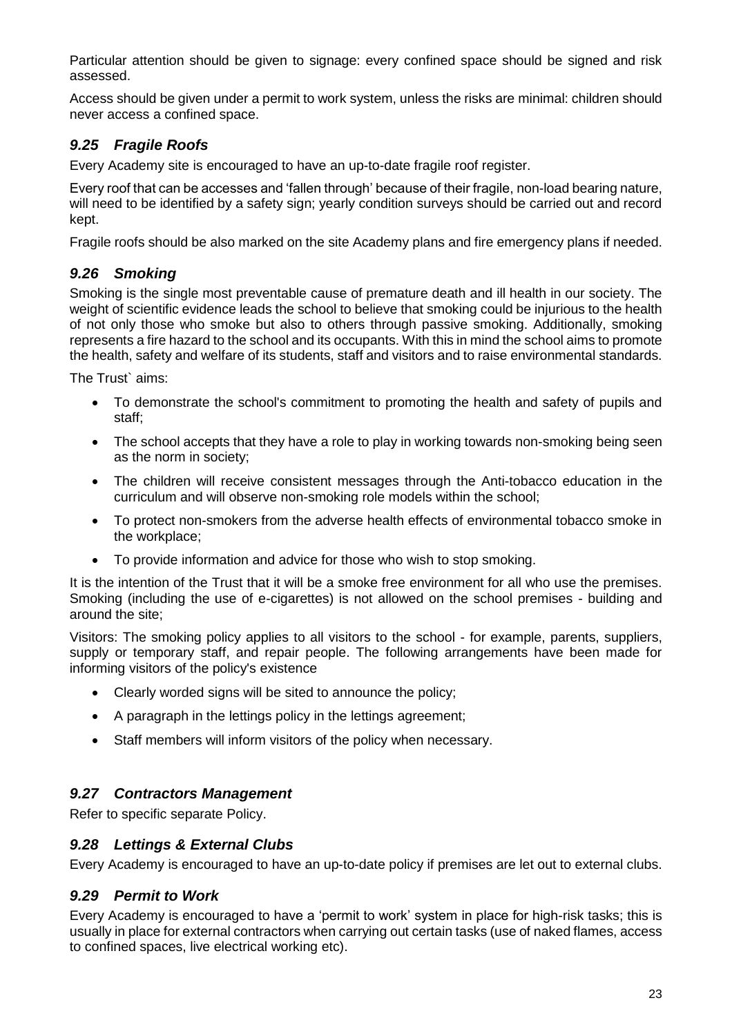Particular attention should be given to signage: every confined space should be signed and risk assessed.

Access should be given under a permit to work system, unless the risks are minimal: children should never access a confined space.

### *9.25 Fragile Roofs*

Every Academy site is encouraged to have an up-to-date fragile roof register.

Every roof that can be accesses and 'fallen through' because of their fragile, non-load bearing nature, will need to be identified by a safety sign; yearly condition surveys should be carried out and record kept.

Fragile roofs should be also marked on the site Academy plans and fire emergency plans if needed.

### *9.26 Smoking*

Smoking is the single most preventable cause of premature death and ill health in our society. The weight of scientific evidence leads the school to believe that smoking could be injurious to the health of not only those who smoke but also to others through passive smoking. Additionally, smoking represents a fire hazard to the school and its occupants. With this in mind the school aims to promote the health, safety and welfare of its students, staff and visitors and to raise environmental standards.

The Trust` aims:

- To demonstrate the school's commitment to promoting the health and safety of pupils and staff;
- The school accepts that they have a role to play in working towards non-smoking being seen as the norm in society;
- The children will receive consistent messages through the Anti-tobacco education in the curriculum and will observe non-smoking role models within the school;
- To protect non-smokers from the adverse health effects of environmental tobacco smoke in the workplace;
- To provide information and advice for those who wish to stop smoking.

It is the intention of the Trust that it will be a smoke free environment for all who use the premises. Smoking (including the use of e-cigarettes) is not allowed on the school premises - building and around the site;

Visitors: The smoking policy applies to all visitors to the school - for example, parents, suppliers, supply or temporary staff, and repair people. The following arrangements have been made for informing visitors of the policy's existence

- Clearly worded signs will be sited to announce the policy;
- A paragraph in the lettings policy in the lettings agreement;
- Staff members will inform visitors of the policy when necessary.

### *9.27 Contractors Management*

Refer to specific separate Policy.

### *9.28 Lettings & External Clubs*

Every Academy is encouraged to have an up-to-date policy if premises are let out to external clubs.

### *9.29 Permit to Work*

Every Academy is encouraged to have a 'permit to work' system in place for high-risk tasks; this is usually in place for external contractors when carrying out certain tasks (use of naked flames, access to confined spaces, live electrical working etc).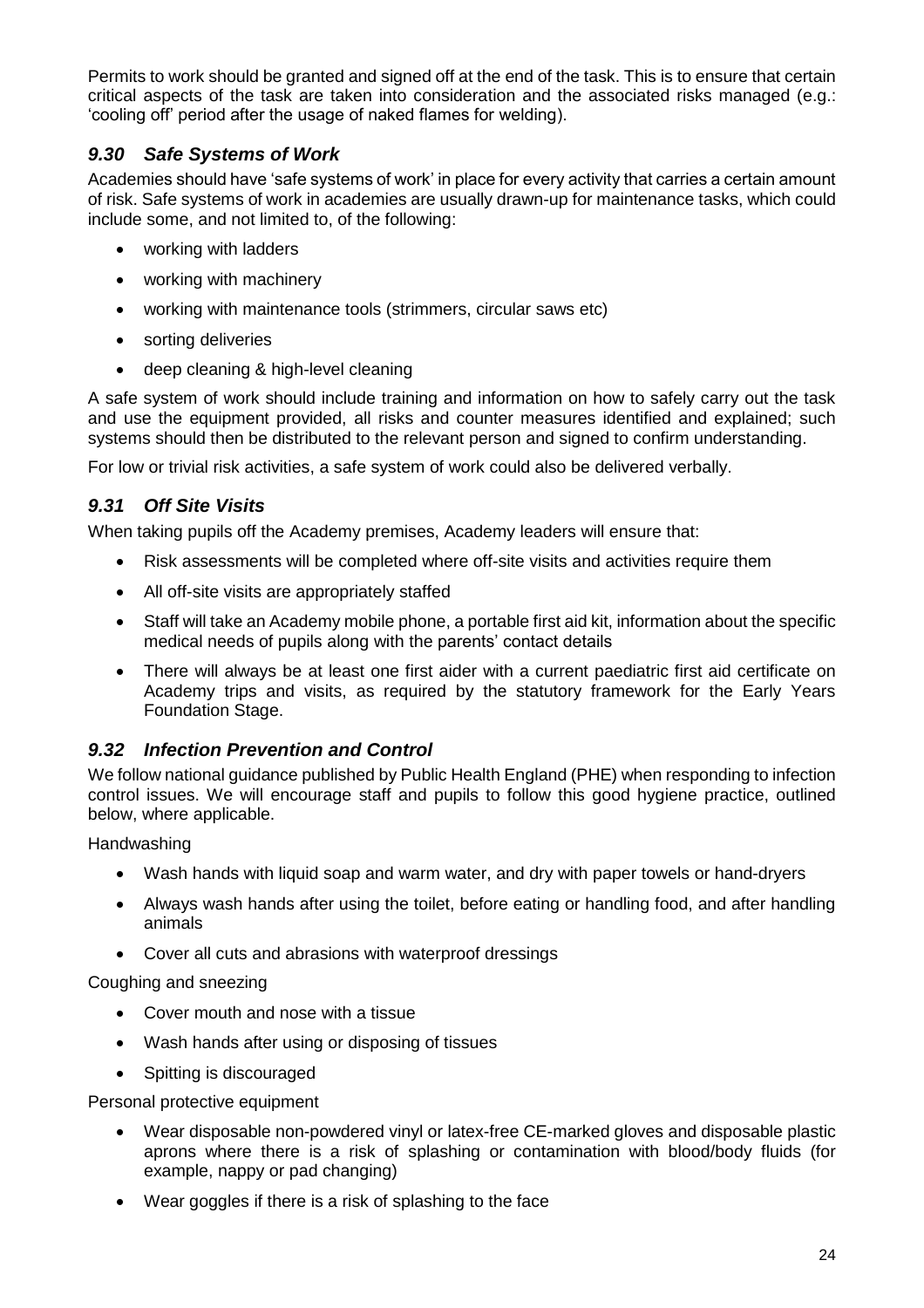Permits to work should be granted and signed off at the end of the task. This is to ensure that certain critical aspects of the task are taken into consideration and the associated risks managed (e.g.: 'cooling off' period after the usage of naked flames for welding).

### *9.30 Safe Systems of Work*

Academies should have 'safe systems of work' in place for every activity that carries a certain amount of risk. Safe systems of work in academies are usually drawn-up for maintenance tasks, which could include some, and not limited to, of the following:

- working with ladders
- working with machinery
- working with maintenance tools (strimmers, circular saws etc)
- sorting deliveries
- deep cleaning & high-level cleaning

A safe system of work should include training and information on how to safely carry out the task and use the equipment provided, all risks and counter measures identified and explained; such systems should then be distributed to the relevant person and signed to confirm understanding.

For low or trivial risk activities, a safe system of work could also be delivered verbally.

### *9.31 Off Site Visits*

When taking pupils off the Academy premises, Academy leaders will ensure that:

- Risk assessments will be completed where off-site visits and activities require them
- All off-site visits are appropriately staffed
- Staff will take an Academy mobile phone, a portable first aid kit, information about the specific medical needs of pupils along with the parents' contact details
- There will always be at least one first aider with a current paediatric first aid certificate on Academy trips and visits, as required by the statutory framework for the Early Years Foundation Stage.

### *9.32 Infection Prevention and Control*

We follow national guidance published by Public Health England (PHE) when responding to infection control issues. We will encourage staff and pupils to follow this good hygiene practice, outlined below, where applicable.

Handwashing

- Wash hands with liquid soap and warm water, and dry with paper towels or hand-dryers
- Always wash hands after using the toilet, before eating or handling food, and after handling animals
- Cover all cuts and abrasions with waterproof dressings

Coughing and sneezing

- Cover mouth and nose with a tissue
- Wash hands after using or disposing of tissues
- Spitting is discouraged

Personal protective equipment

- Wear disposable non-powdered vinyl or latex-free CE-marked gloves and disposable plastic aprons where there is a risk of splashing or contamination with blood/body fluids (for example, nappy or pad changing)
- Wear goggles if there is a risk of splashing to the face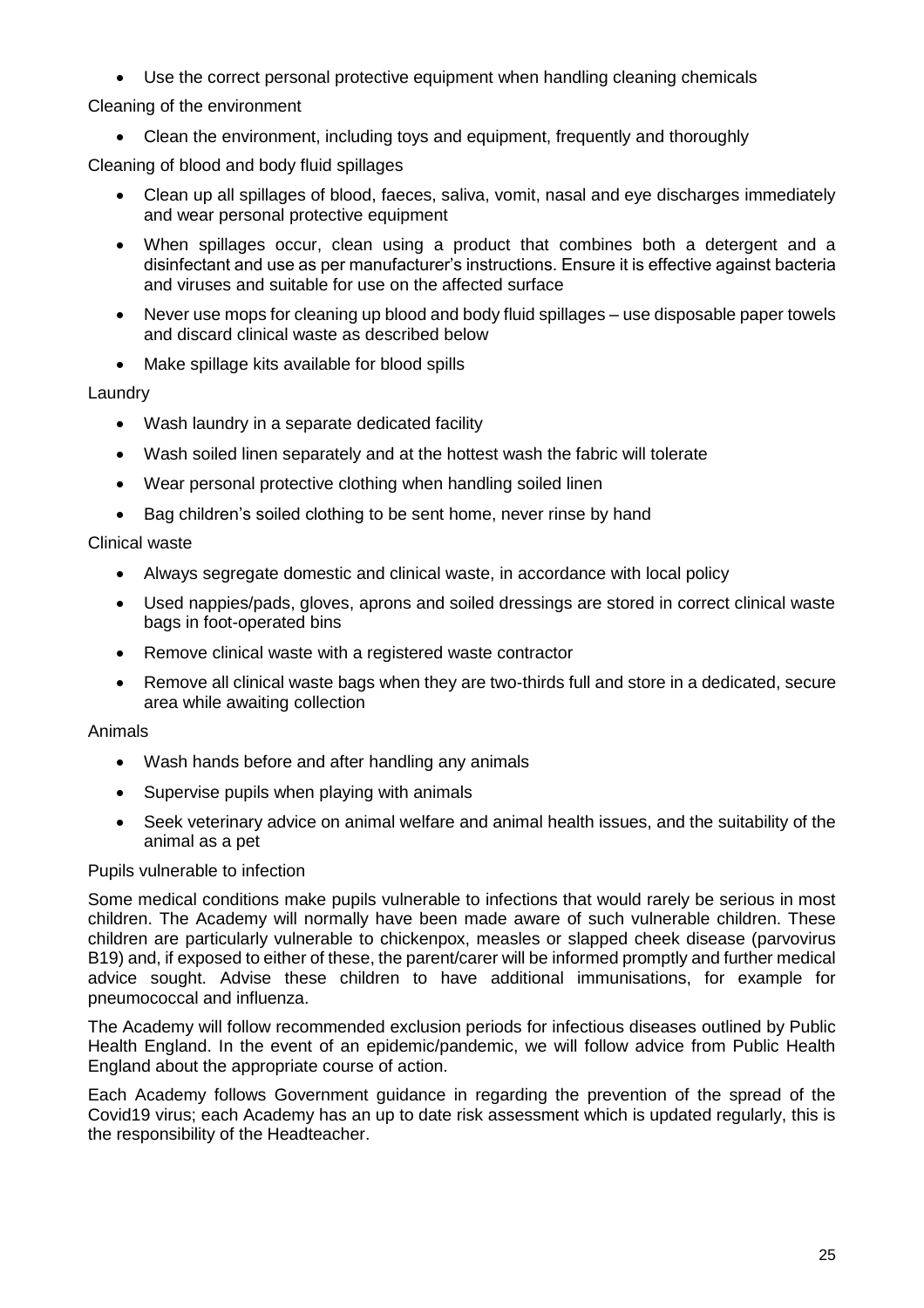- Use the correct personal protective equipment when handling cleaning chemicals

Cleaning of the environment

- Clean the environment, including toys and equipment, frequently and thoroughly

Cleaning of blood and body fluid spillages

- Clean up all spillages of blood, faeces, saliva, vomit, nasal and eye discharges immediately and wear personal protective equipment
- When spillages occur, clean using a product that combines both a detergent and a disinfectant and use as per manufacturer's instructions. Ensure it is effective against bacteria and viruses and suitable for use on the affected surface
- Never use mops for cleaning up blood and body fluid spillages – use disposable paper towels and discard clinical waste as described below
- Make spillage kits available for blood spills

Laundry

- Wash laundry in a separate dedicated facility
- Wash soiled linen separately and at the hottest wash the fabric will tolerate
- Wear personal protective clothing when handling soiled linen
- Bag children's soiled clothing to be sent home, never rinse by hand

Clinical waste

- Always segregate domestic and clinical waste, in accordance with local policy
- Used nappies/pads, gloves, aprons and soiled dressings are stored in correct clinical waste bags in foot-operated bins
- Remove clinical waste with a registered waste contractor
- Remove all clinical waste bags when they are two-thirds full and store in a dedicated, secure area while awaiting collection

Animals

- Wash hands before and after handling any animals
- Supervise pupils when playing with animals
- Seek veterinary advice on animal welfare and animal health issues, and the suitability of the animal as a pet

Pupils vulnerable to infection

Some medical conditions make pupils vulnerable to infections that would rarely be serious in most children. The Academy will normally have been made aware of such vulnerable children. These children are particularly vulnerable to chickenpox, measles or slapped cheek disease (parvovirus B19) and, if exposed to either of these, the parent/carer will be informed promptly and further medical advice sought. Advise these children to have additional immunisations, for example for pneumococcal and influenza.

The Academy will follow recommended exclusion periods for infectious diseases outlined by Public Health England. In the event of an epidemic/pandemic, we will follow advice from Public Health England about the appropriate course of action.

Each Academy follows Government guidance in regarding the prevention of the spread of the Covid19 virus; each Academy has an up to date risk assessment which is updated regularly, this is the responsibility of the Headteacher.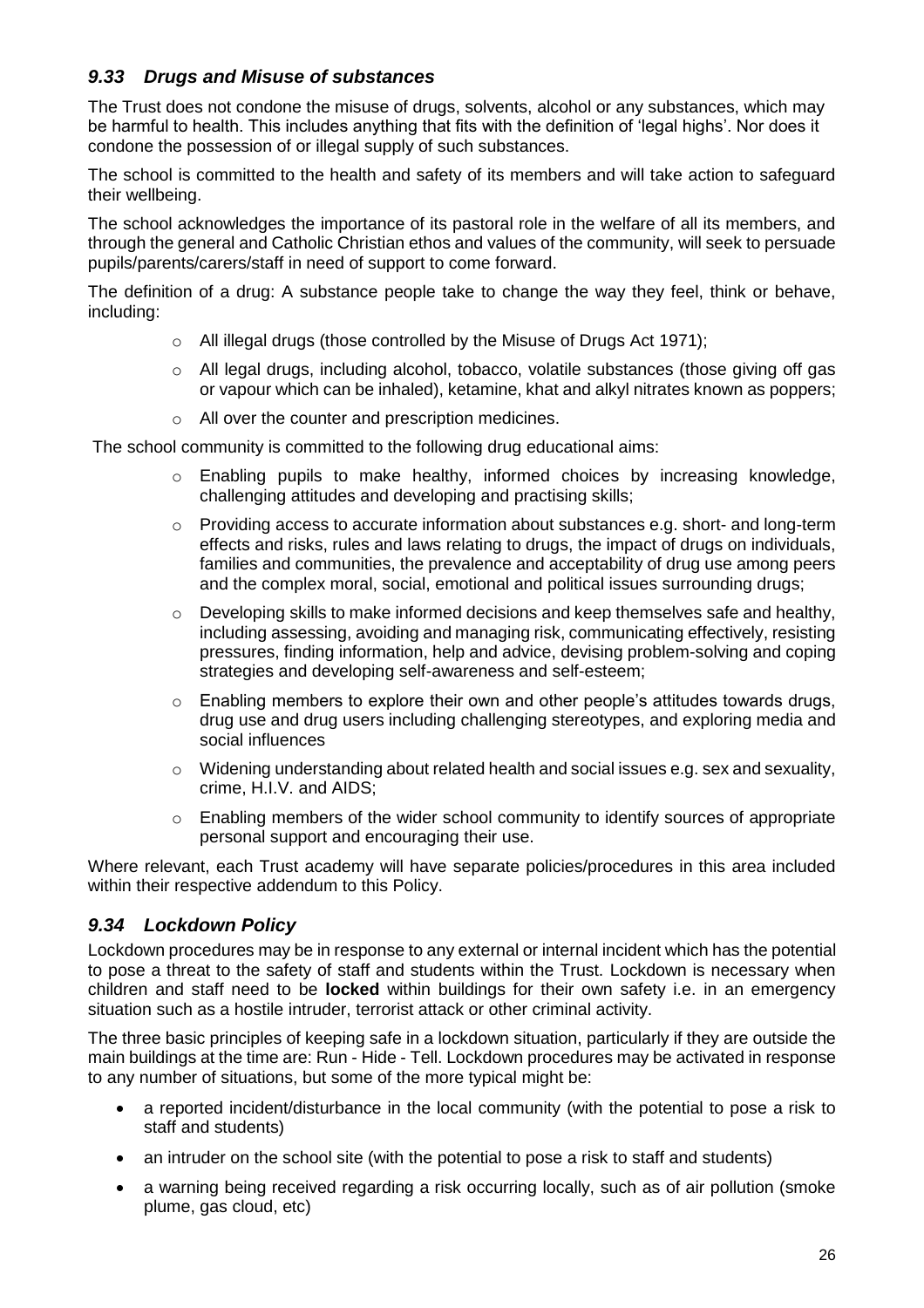### *9.33 Drugs and Misuse of substances*

The Trust does not condone the misuse of drugs, solvents, alcohol or any substances, which may be harmful to health. This includes anything that fits with the definition of 'legal highs'. Nor does it condone the possession of or illegal supply of such substances.

The school is committed to the health and safety of its members and will take action to safeguard their wellbeing.

The school acknowledges the importance of its pastoral role in the welfare of all its members, and through the general and Catholic Christian ethos and values of the community, will seek to persuade pupils/parents/carers/staff in need of support to come forward.

The definition of a drug: A substance people take to change the way they feel, think or behave, including:

- All illegal drugs (those controlled by the Misuse of Drugs Act 1971);
- All legal drugs, including alcohol, tobacco, volatile substances (those giving off gas or vapour which can be inhaled), ketamine, khat and alkyl nitrates known as poppers;
- All over the counter and prescription medicines.

The school community is committed to the following drug educational aims:

- Enabling pupils to make healthy, informed choices by increasing knowledge, challenging attitudes and developing and practising skills;
- Providing access to accurate information about substances e.g. short- and long-term effects and risks, rules and laws relating to drugs, the impact of drugs on individuals, families and communities, the prevalence and acceptability of drug use among peers and the complex moral, social, emotional and political issues surrounding drugs;
- Developing skills to make informed decisions and keep themselves safe and healthy, including assessing, avoiding and managing risk, communicating effectively, resisting pressures, finding information, help and advice, devising problem-solving and coping strategies and developing self-awareness and self-esteem;
- Enabling members to explore their own and other people's attitudes towards drugs, drug use and drug users including challenging stereotypes, and exploring media and social influences
- Widening understanding about related health and social issues e.g. sex and sexuality, crime, H.I.V. and AIDS;
- Enabling members of the wider school community to identify sources of appropriate personal support and encouraging their use.

Where relevant, each Trust academy will have separate policies/procedures in this area included within their respective addendum to this Policy.

### *9.34 Lockdown Policy*

Lockdown procedures may be in response to any external or internal incident which has the potential to pose a threat to the safety of staff and students within the Trust. Lockdown is necessary when children and staff need to be **locked** within buildings for their own safety i.e. in an emergency situation such as a hostile intruder, terrorist attack or other criminal activity.

The three basic principles of keeping safe in a lockdown situation, particularly if they are outside the main buildings at the time are: Run - Hide - Tell. Lockdown procedures may be activated in response to any number of situations, but some of the more typical might be:

- a reported incident/disturbance in the local community (with the potential to pose a risk to staff and students)
- an intruder on the school site (with the potential to pose a risk to staff and students)
- a warning being received regarding a risk occurring locally, such as of air pollution (smoke plume, gas cloud, etc)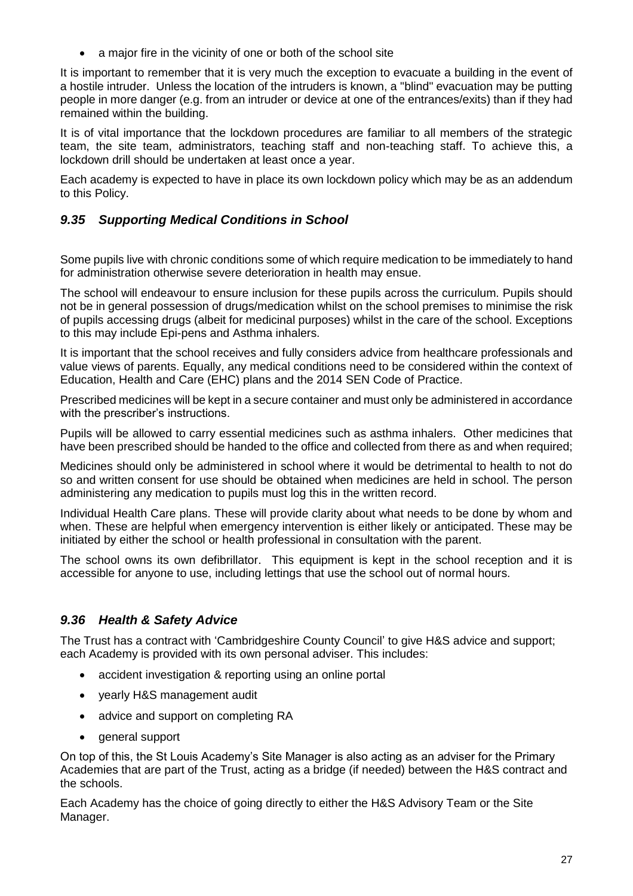- a major fire in the vicinity of one or both of the school site

It is important to remember that it is very much the exception to evacuate a building in the event of a hostile intruder. Unless the location of the intruders is known, a "blind" evacuation may be putting people in more danger (e.g. from an intruder or device at one of the entrances/exits) than if they had remained within the building.

It is of vital importance that the lockdown procedures are familiar to all members of the strategic team, the site team, administrators, teaching staff and non-teaching staff. To achieve this, a lockdown drill should be undertaken at least once a year.

Each academy is expected to have in place its own lockdown policy which may be as an addendum to this Policy.

### *9.35 Supporting Medical Conditions in School*

Some pupils live with chronic conditions some of which require medication to be immediately to hand for administration otherwise severe deterioration in health may ensue.

The school will endeavour to ensure inclusion for these pupils across the curriculum. Pupils should not be in general possession of drugs/medication whilst on the school premises to minimise the risk of pupils accessing drugs (albeit for medicinal purposes) whilst in the care of the school. Exceptions to this may include Epi-pens and Asthma inhalers.

It is important that the school receives and fully considers advice from healthcare professionals and value views of parents. Equally, any medical conditions need to be considered within the context of Education, Health and Care (EHC) plans and the 2014 SEN Code of Practice.

Prescribed medicines will be kept in a secure container and must only be administered in accordance with the prescriber's instructions.

Pupils will be allowed to carry essential medicines such as asthma inhalers. Other medicines that have been prescribed should be handed to the office and collected from there as and when required;

Medicines should only be administered in school where it would be detrimental to health to not do so and written consent for use should be obtained when medicines are held in school. The person administering any medication to pupils must log this in the written record.

Individual Health Care plans. These will provide clarity about what needs to be done by whom and when. These are helpful when emergency intervention is either likely or anticipated. These may be initiated by either the school or health professional in consultation with the parent.

The school owns its own defibrillator. This equipment is kept in the school reception and it is accessible for anyone to use, including lettings that use the school out of normal hours.

### *9.36 Health & Safety Advice*

The Trust has a contract with 'Cambridgeshire County Council' to give H&S advice and support; each Academy is provided with its own personal adviser. This includes:

- accident investigation & reporting using an online portal
- yearly H&S management audit
- advice and support on completing RA
- general support

On top of this, the St Louis Academy's Site Manager is also acting as an adviser for the Primary Academies that are part of the Trust, acting as a bridge (if needed) between the H&S contract and the schools.

Each Academy has the choice of going directly to either the H&S Advisory Team or the Site Manager.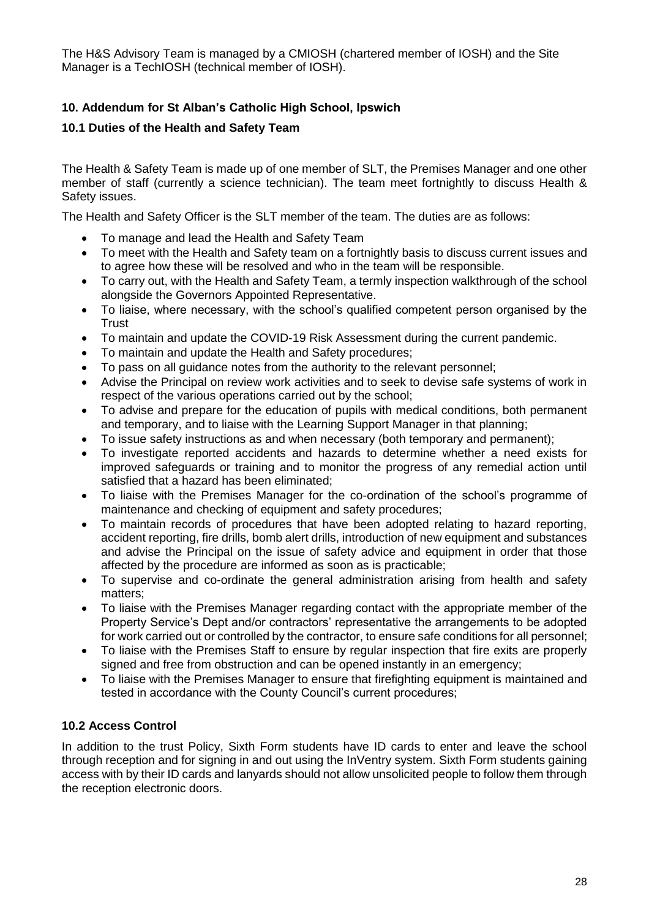The H&S Advisory Team is managed by a CMIOSH (chartered member of IOSH) and the Site Manager is a TechIOSH (technical member of IOSH).

## 10. Addendum for St Alban's Catholic High School, Ipswich

### 10.1 Duties of the Health and Safety Team

The Health & Safety Team is made up of one member of SLT, the Premises Manager and one other member of staff (currently a science technician). The team meet fortnightly to discuss Health & Safety issues.

The Health and Safety Officer is the SLT member of the team. The duties are as follows:

- To manage and lead the Health and Safety Team
- To meet with the Health and Safety team on a fortnightly basis to discuss current issues and to agree how these will be resolved and who in the team will be responsible.
- To carry out, with the Health and Safety Team, a termly inspection walkthrough of the school alongside the Governors Appointed Representative.
- To liaise, where necessary, with the school's qualified competent person organised by the Trust
- To maintain and update the COVID-19 Risk Assessment during the current pandemic.
- To maintain and update the Health and Safety procedures;
- To pass on all guidance notes from the authority to the relevant personnel;
- Advise the Principal on review work activities and to seek to devise safe systems of work in respect of the various operations carried out by the school;
- To advise and prepare for the education of pupils with medical conditions, both permanent and temporary, and to liaise with the Learning Support Manager in that planning;
- To issue safety instructions as and when necessary (both temporary and permanent);
- To investigate reported accidents and hazards to determine whether a need exists for improved safeguards or training and to monitor the progress of any remedial action until satisfied that a hazard has been eliminated;
- To liaise with the Premises Manager for the co-ordination of the school's programme of maintenance and checking of equipment and safety procedures;
- To maintain records of procedures that have been adopted relating to hazard reporting, accident reporting, fire drills, bomb alert drills, introduction of new equipment and substances and advise the Principal on the issue of safety advice and equipment in order that those affected by the procedure are informed as soon as is practicable;
- To supervise and co-ordinate the general administration arising from health and safety matters;
- To liaise with the Premises Manager regarding contact with the appropriate member of the Property Service's Dept and/or contractors' representative the arrangements to be adopted for work carried out or controlled by the contractor, to ensure safe conditions for all personnel;
- To liaise with the Premises Staff to ensure by regular inspection that fire exits are properly signed and free from obstruction and can be opened instantly in an emergency;
- To liaise with the Premises Manager to ensure that firefighting equipment is maintained and tested in accordance with the County Council's current procedures;

### 10.2 Access Control

In addition to the trust Policy, Sixth Form students have ID cards to enter and leave the school through reception and for signing in and out using the InVentry system. Sixth Form students gaining access with by their ID cards and lanyards should not allow unsolicited people to follow them through the reception electronic doors.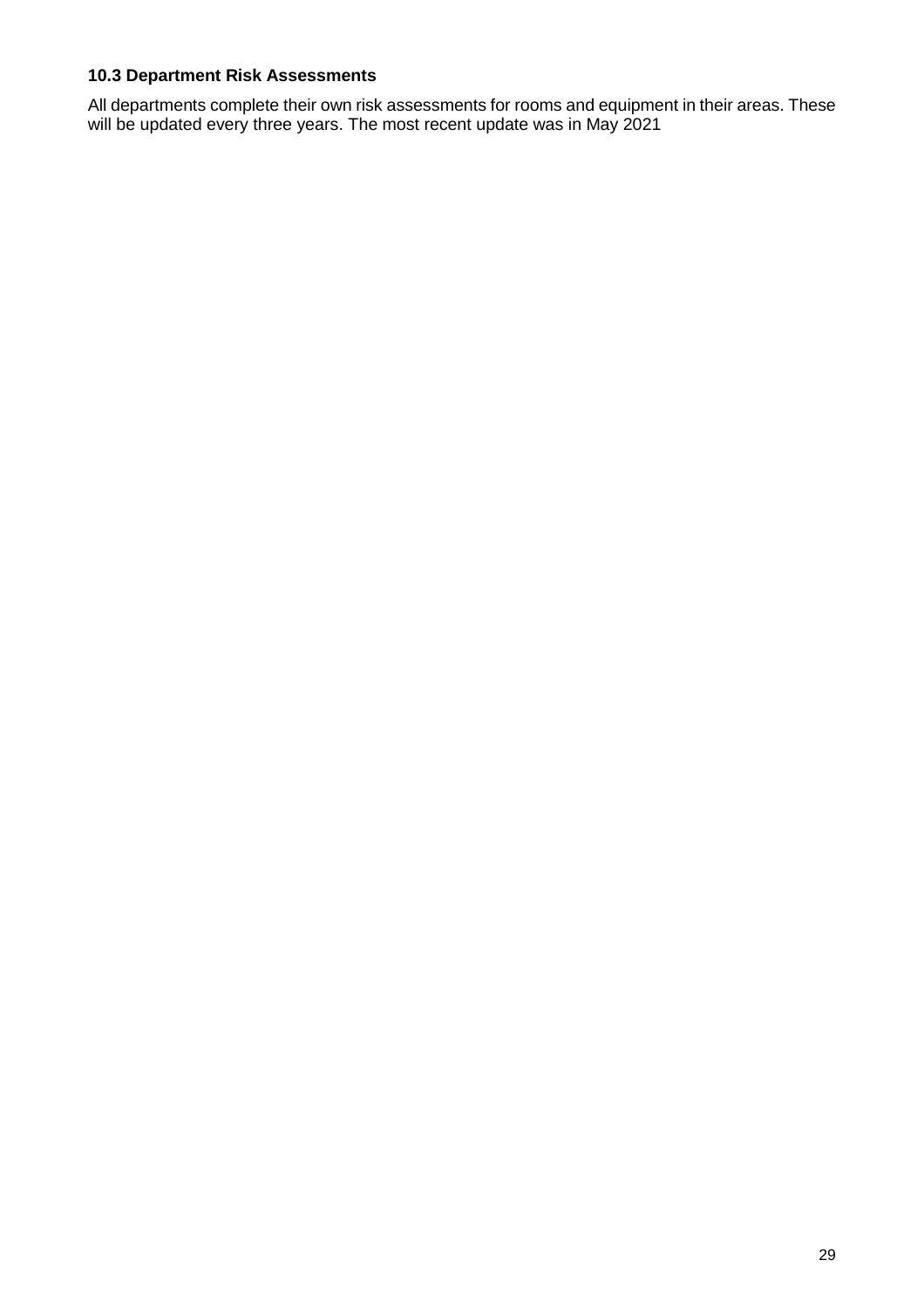### 10.3 Department Risk Assessments

All departments complete their own risk assessments for rooms and equipment in their areas. These will be updated every three years. The most recent update was in May 2021